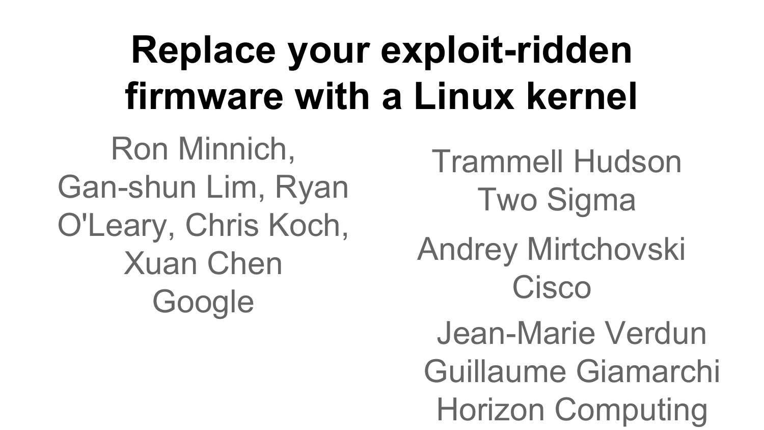# Replace your exploit-ridden firmware with a Linux kernel

Ron Minnich,
Gan-shun Lim, Ryan O'Leary, Chris Koch, Xuan Chen
Google

Trammell Hudson
Two Sigma

Andrey Mirtchovski
Cisco

Jean-Marie Verdun
Guillaume Giamarchi
Horizon Computing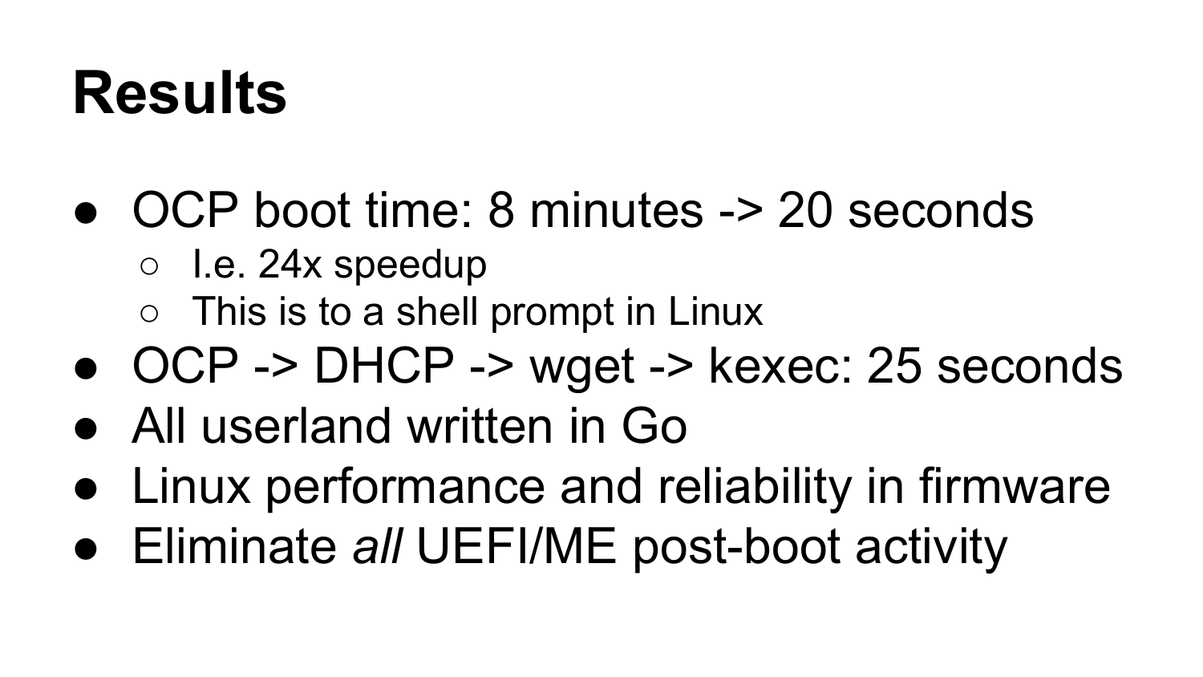# Results

- OCP boot time: 8 minutes -> 20 seconds
  - I.e. 24x speedup
  - This is to a shell prompt in Linux
- OCP -> DHCP -> wget -> kexec: 25 seconds
- All userland written in Go
- Linux performance and reliability in firmware
- Eliminate *all* UEFI/ME post-boot activity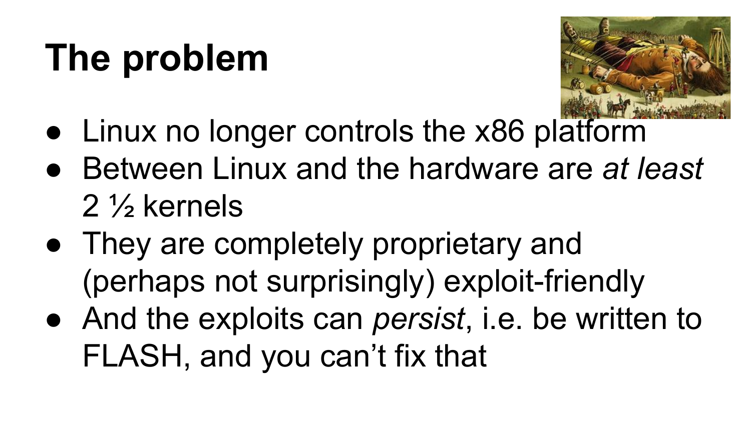# The problem

- Linux no longer controls the x86 platform
- Between Linux and the hardware are *at least* 2 ½ kernels
- They are completely proprietary and (perhaps not surprisingly) exploit-friendly
- And the exploits can *persist*, i.e. be written to FLASH, and you can't fix that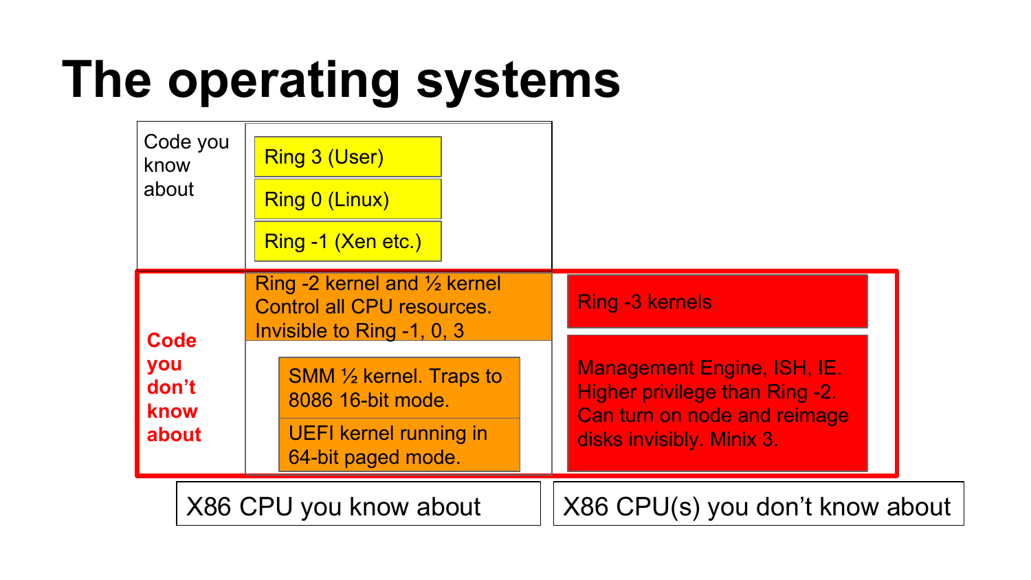# The operating systems

| | | |
|---|---|---|
| Code you know about | Ring 3 (User)<br>Ring 0 (Linux)<br>Ring -1 (Xen etc.) | |
| **Code you don't know about** | Ring -2 kernel and ½ kernel Control all CPU resources. Invisible to Ring -1, 0, 3<br><br>SMM ½ kernel. Traps to 8086 16-bit mode.<br>UEFI kernel running in 64-bit paged mode. | Ring -3 kernels<br><br>Management Engine, ISH, IE. Higher privilege than Ring -2. Can turn on node and reimage disks invisibly. Minix 3. |
| | X86 CPU you know about | X86 CPU(s) you don't know about |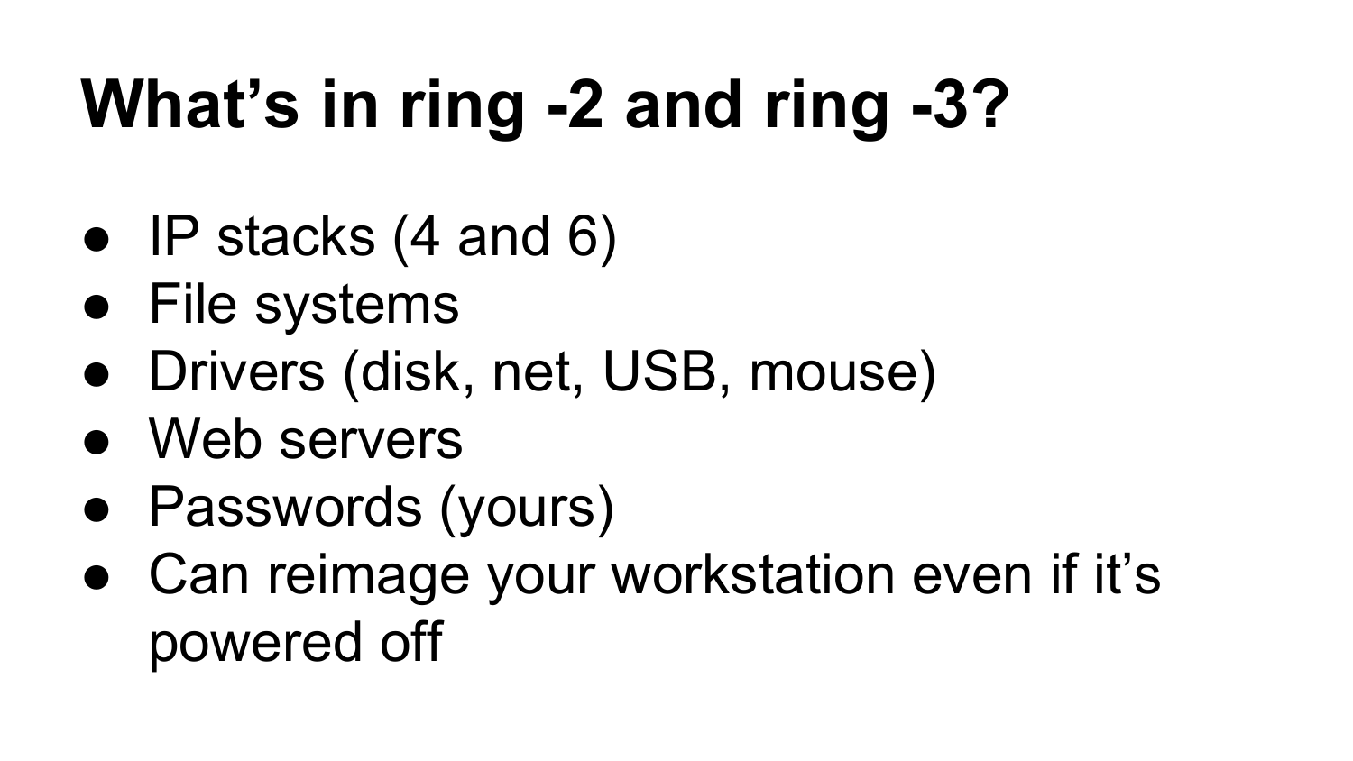# What’s in ring -2 and ring -3?

- IP stacks (4 and 6)
- File systems
- Drivers (disk, net, USB, mouse)
- Web servers
- Passwords (yours)
- Can reimage your workstation even if it’s powered off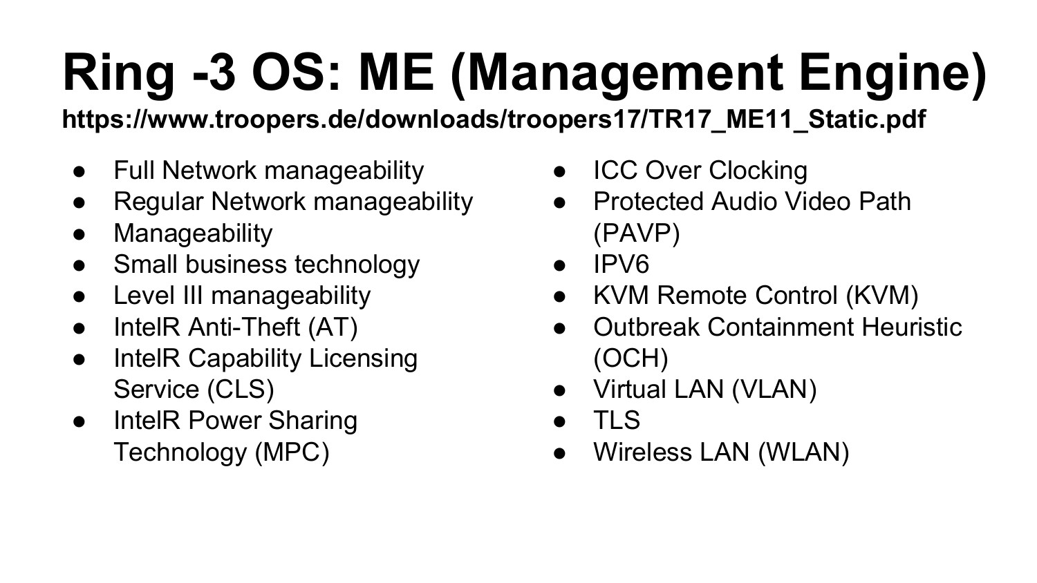# Ring -3 OS: ME (Management Engine)

**https://www.troopers.de/downloads/troopers17/TR17_ME11_Static.pdf**

- Full Network manageability
- Regular Network manageability
- Manageability
- Small business technology
- Level III manageability
- IntelR Anti-Theft (AT)
- IntelR Capability Licensing Service (CLS)
- IntelR Power Sharing Technology (MPC)
- ICC Over Clocking
- Protected Audio Video Path (PAVP)
- IPV6
- KVM Remote Control (KVM)
- Outbreak Containment Heuristic (OCH)
- Virtual LAN (VLAN)
- TLS
- Wireless LAN (WLAN)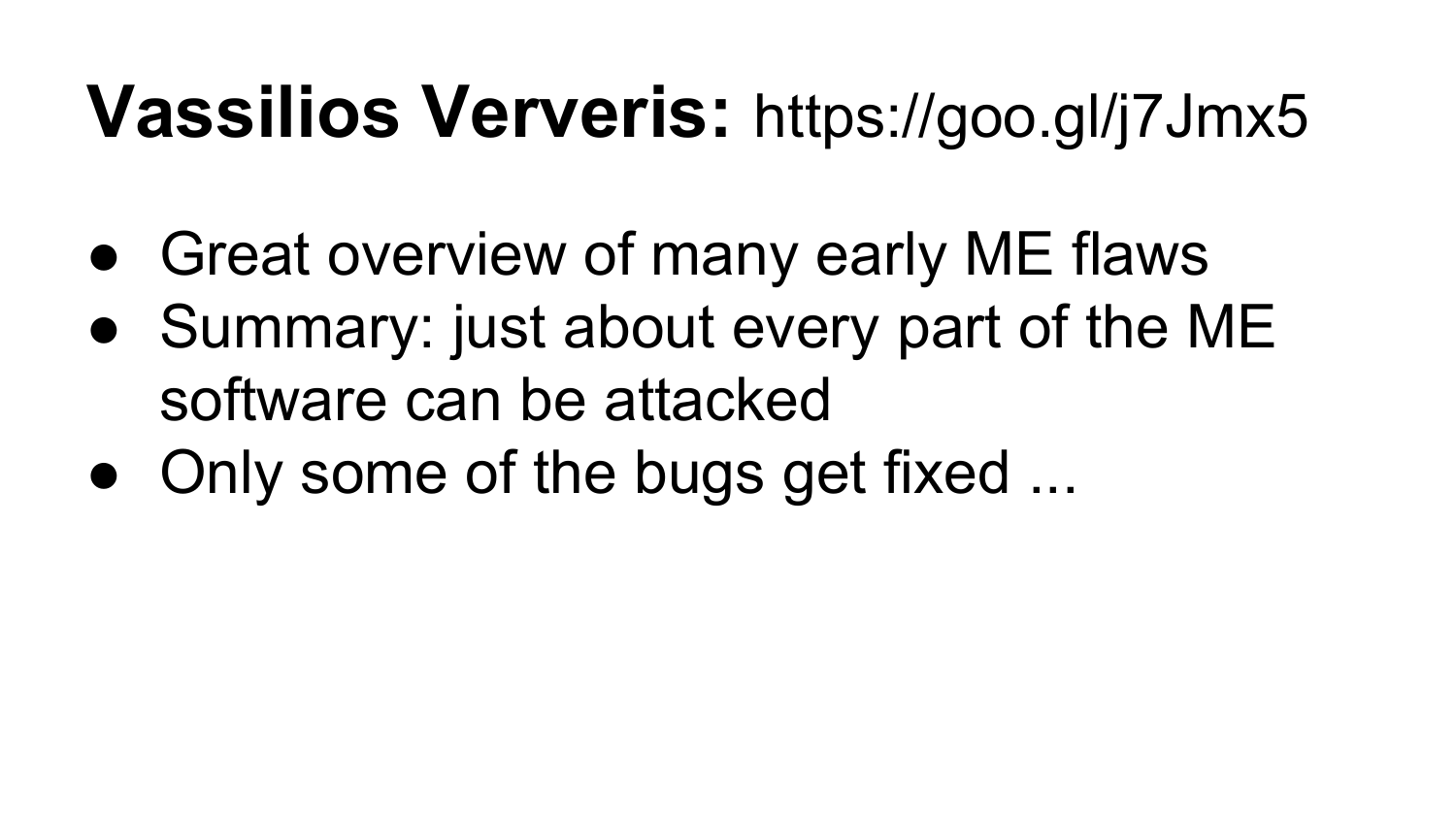# **Vassilios Ververis:** https://goo.gl/j7Jmx5

- Great overview of many early ME flaws
- Summary: just about every part of the ME software can be attacked
- Only some of the bugs get fixed ...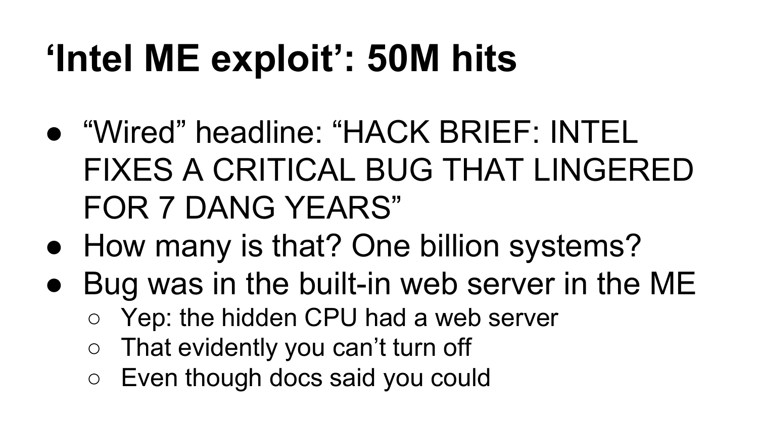# ‘Intel ME exploit’: 50M hits

- “Wired” headline: “HACK BRIEF: INTEL FIXES A CRITICAL BUG THAT LINGERED FOR 7 DANG YEARS”
- How many is that? One billion systems?
- Bug was in the built-in web server in the ME
  - Yep: the hidden CPU had a web server
  - That evidently you can’t turn off
  - Even though docs said you could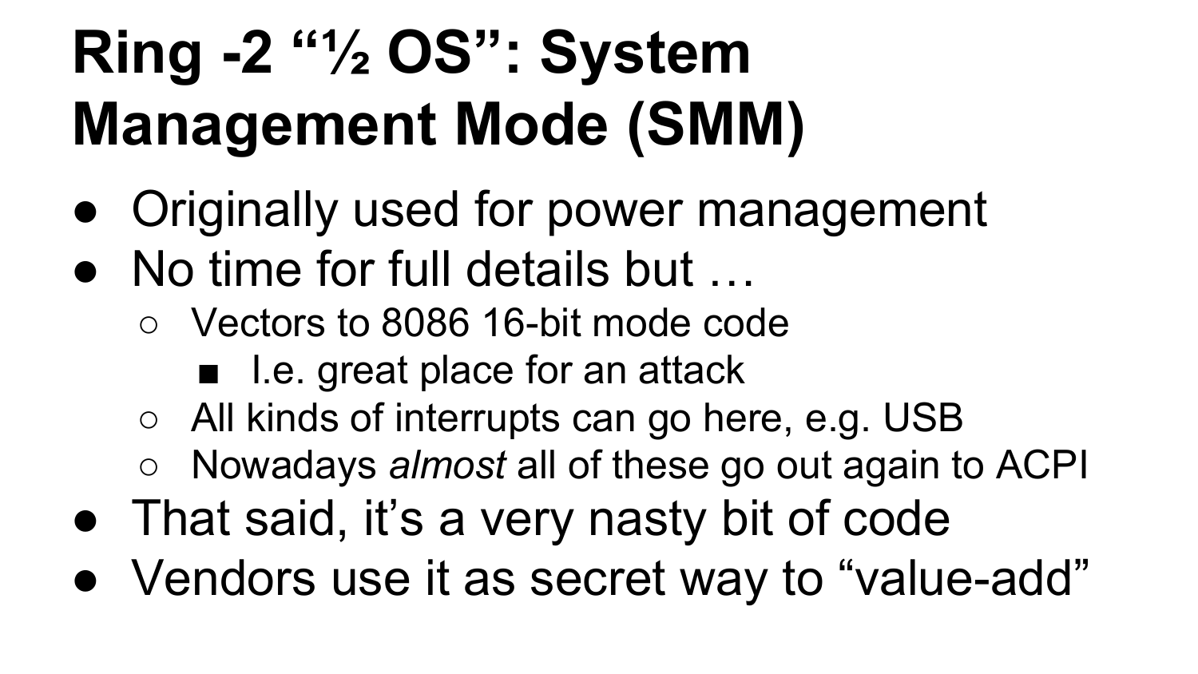# Ring -2 “½ OS”: System Management Mode (SMM)

- Originally used for power management
- No time for full details but …
  - Vectors to 8086 16-bit mode code
    - I.e. great place for an attack
  - All kinds of interrupts can go here, e.g. USB
  - Nowadays *almost* all of these go out again to ACPI
- That said, it’s a very nasty bit of code
- Vendors use it as secret way to “value-add”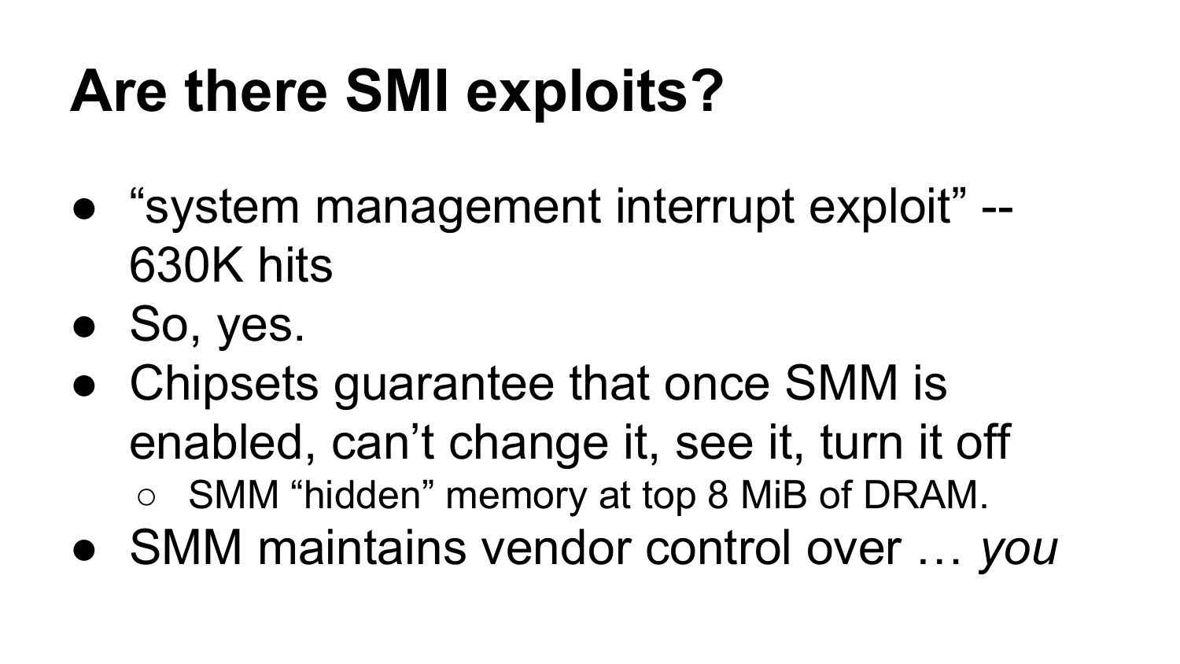# Are there SMI exploits?

- “system management interrupt exploit” -- 630K hits
- So, yes.
- Chipsets guarantee that once SMM is enabled, can’t change it, see it, turn it off
  - SMM “hidden” memory at top 8 MiB of DRAM.
- SMM maintains vendor control over … *you*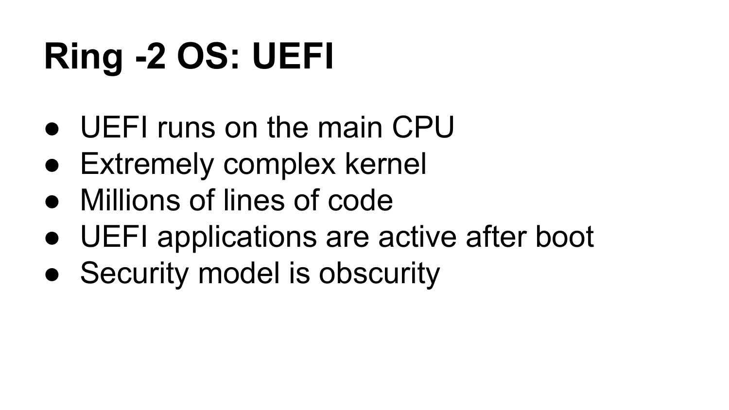# Ring -2 OS: UEFI

- UEFI runs on the main CPU
- Extremely complex kernel
- Millions of lines of code
- UEFI applications are active after boot
- Security model is obscurity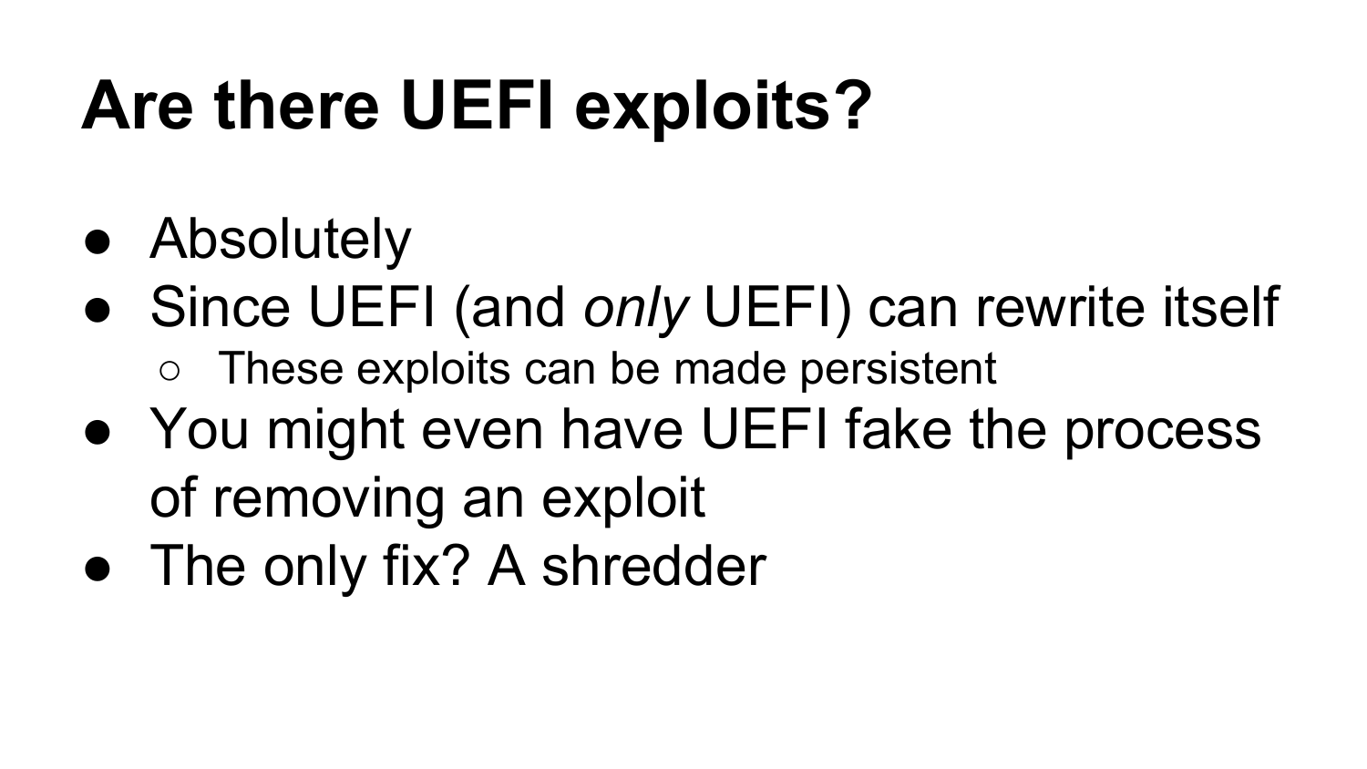# Are there UEFI exploits?

- Absolutely
- Since UEFI (and *only* UEFI) can rewrite itself
  - These exploits can be made persistent
- You might even have UEFI fake the process of removing an exploit
- The only fix? A shredder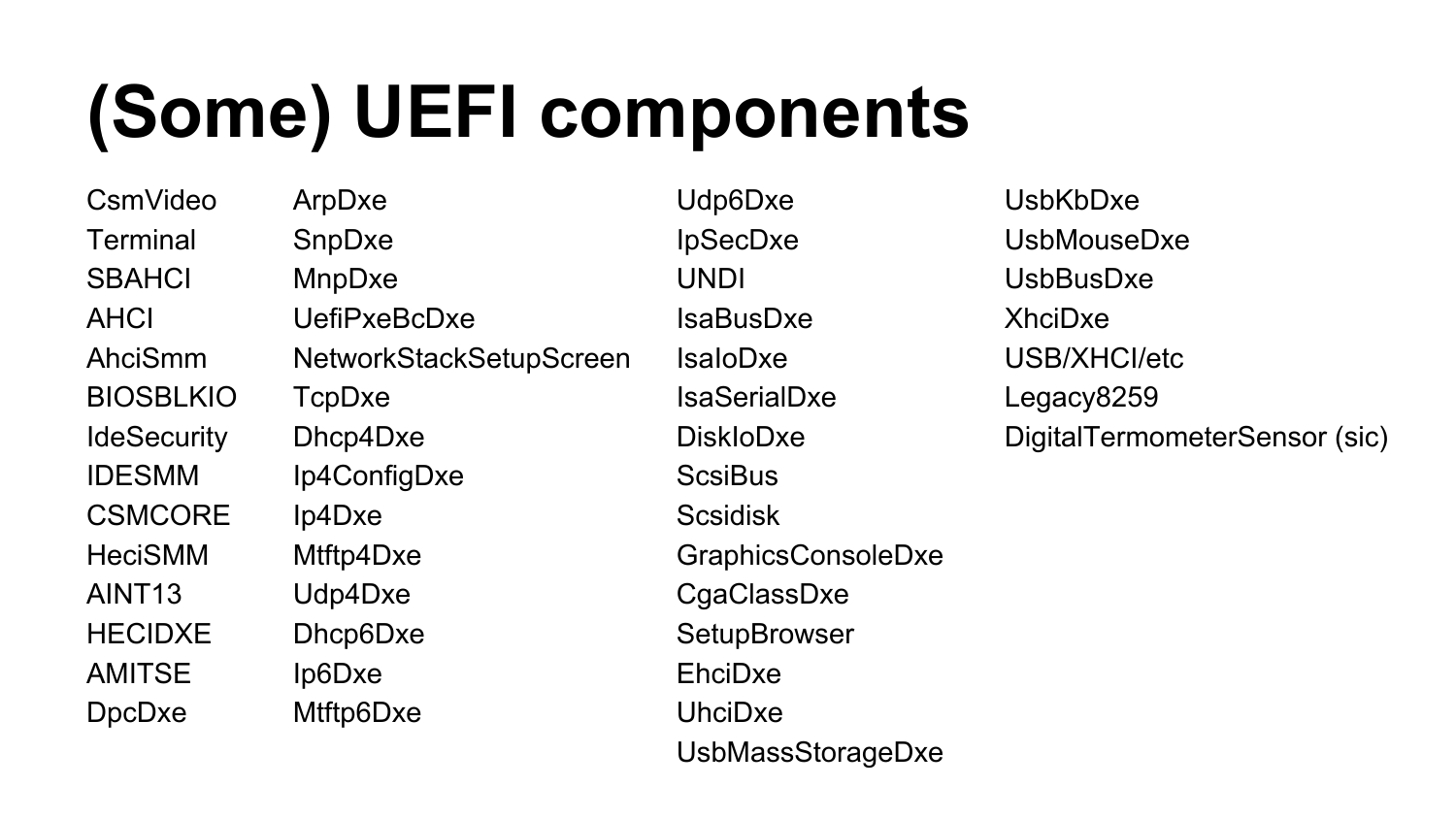# (Some) UEFI components

- CsmVideo
- Terminal
- SBAHCI
- AHCI
- AhciSmm
- BIOSBLKIO
- IdeSecurity
- IDESMM
- CSMCORE
- HeciSMM
- AINT13
- HECIDXE
- AMITSE
- DpcDxe
- ArpDxe
- SnpDxe
- MnpDxe
- UefiPxeBcDxe
- NetworkStackSetupScreen
- TcpDxe
- Dhcp4Dxe
- Ip4ConfigDxe
- Ip4Dxe
- Mtftp4Dxe
- Udp4Dxe
- Dhcp6Dxe
- Ip6Dxe
- Mtftp6Dxe
- Udp6Dxe
- IpSecDxe
- UNDI
- IsaBusDxe
- IsaIoDxe
- IsaSerialDxe
- DiskIoDxe
- ScsiBus
- Scsidisk
- GraphicsConsoleDxe
- CgaClassDxe
- SetupBrowser
- EhciDxe
- UhciDxe
- UsbMassStorageDxe
- UsbKbDxe
- UsbMouseDxe
- UsbBusDxe
- XhciDxe
- USB/XHCI/etc
- Legacy8259
- DigitalTermometerSensor (sic)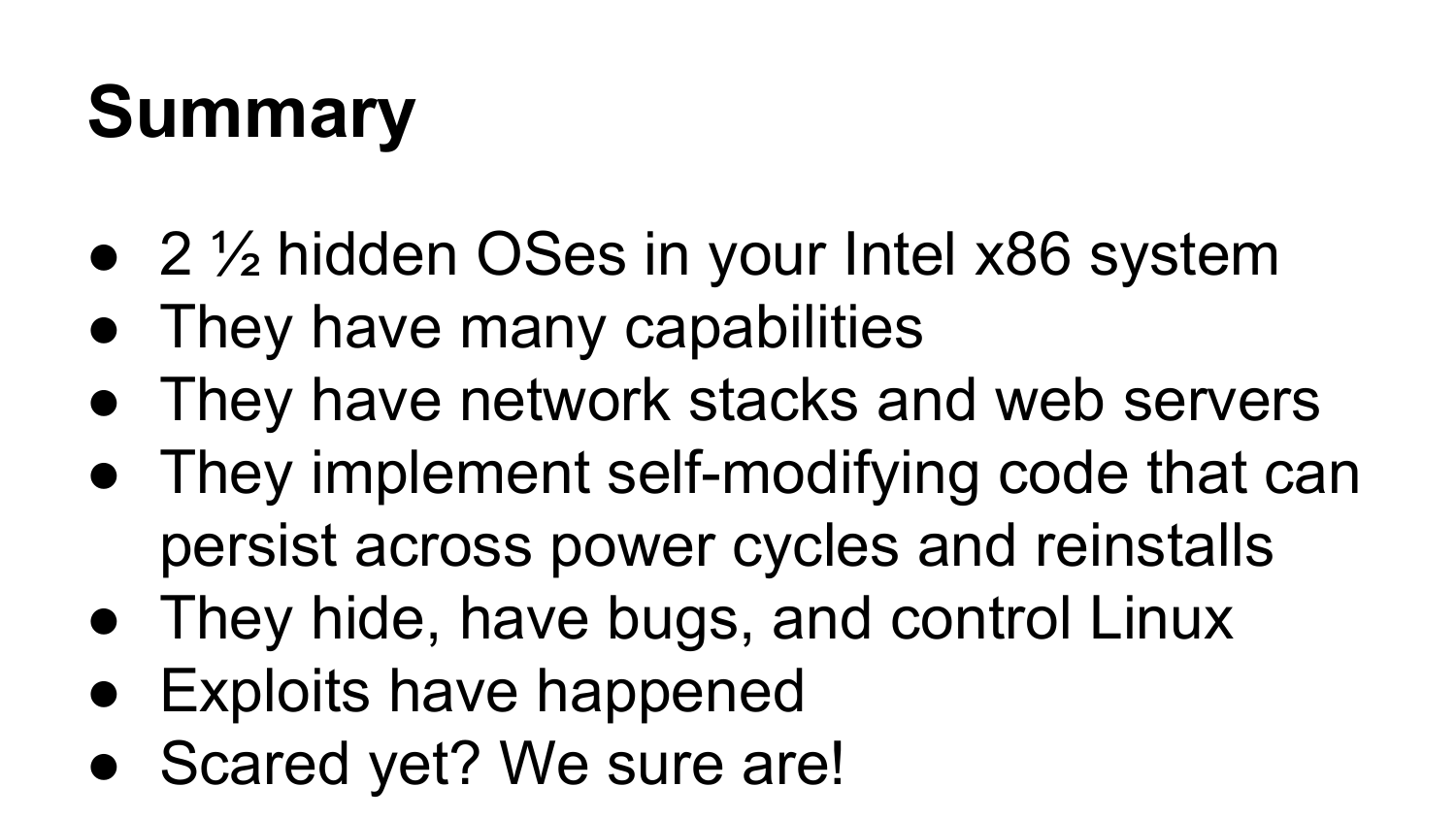# Summary

- 2 ½ hidden OSes in your Intel x86 system
- They have many capabilities
- They have network stacks and web servers
- They implement self-modifying code that can persist across power cycles and reinstalls
- They hide, have bugs, and control Linux
- Exploits have happened
- Scared yet? We sure are!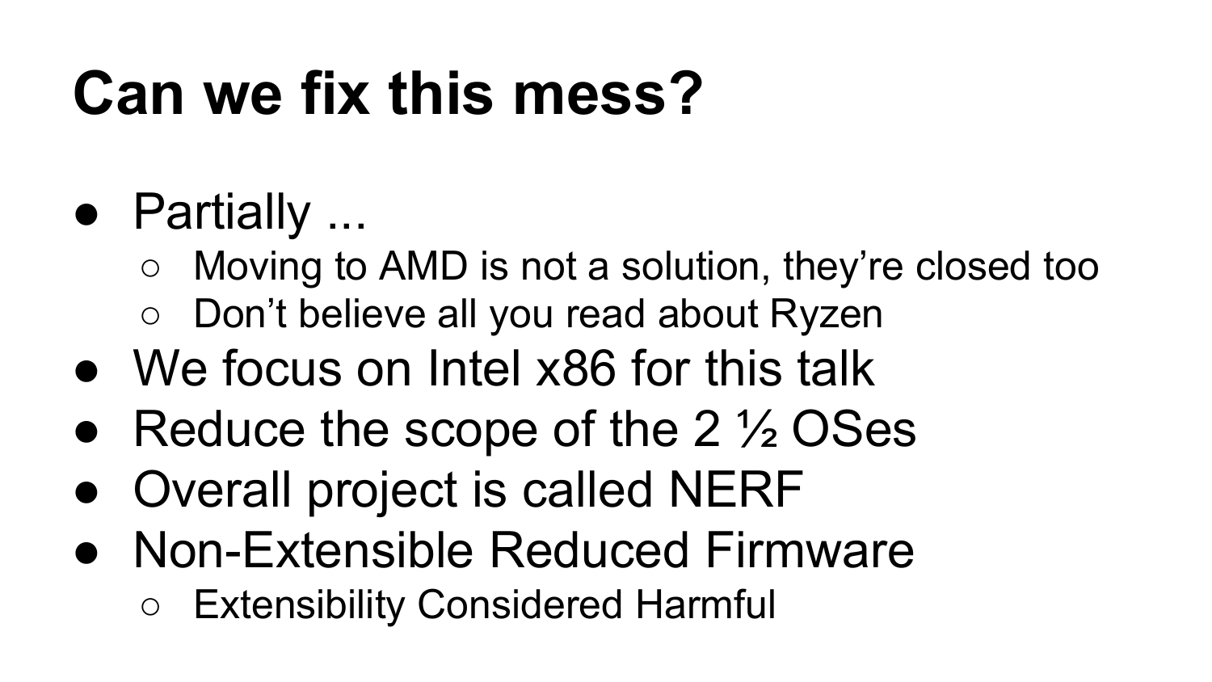# Can we fix this mess?

- Partially ...
  - Moving to AMD is not a solution, they're closed too
  - Don't believe all you read about Ryzen
- We focus on Intel x86 for this talk
- Reduce the scope of the 2 ½ OSes
- Overall project is called NERF
- Non-Extensible Reduced Firmware
  - Extensibility Considered Harmful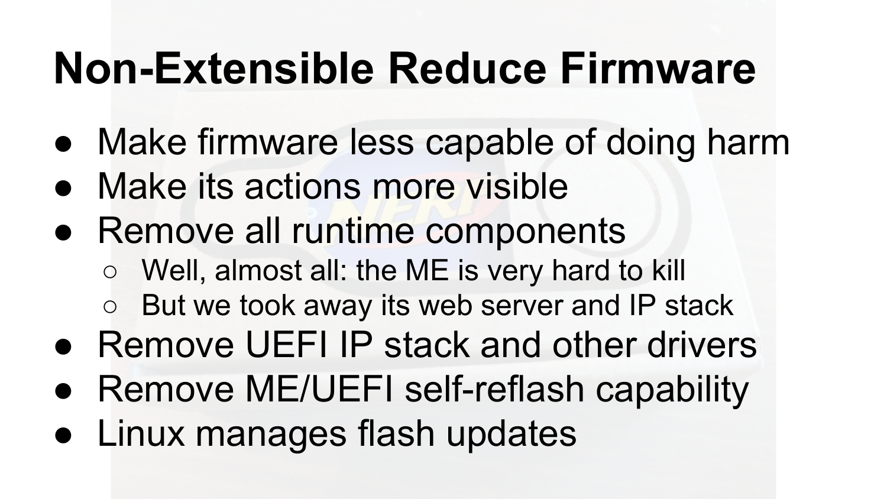# Non-Extensible Reduce Firmware

- Make firmware less capable of doing harm
- Make its actions more visible
- Remove all runtime components
  - Well, almost all: the ME is very hard to kill
  - But we took away its web server and IP stack
- Remove UEFI IP stack and other drivers
- Remove ME/UEFI self-reflash capability
- Linux manages flash updates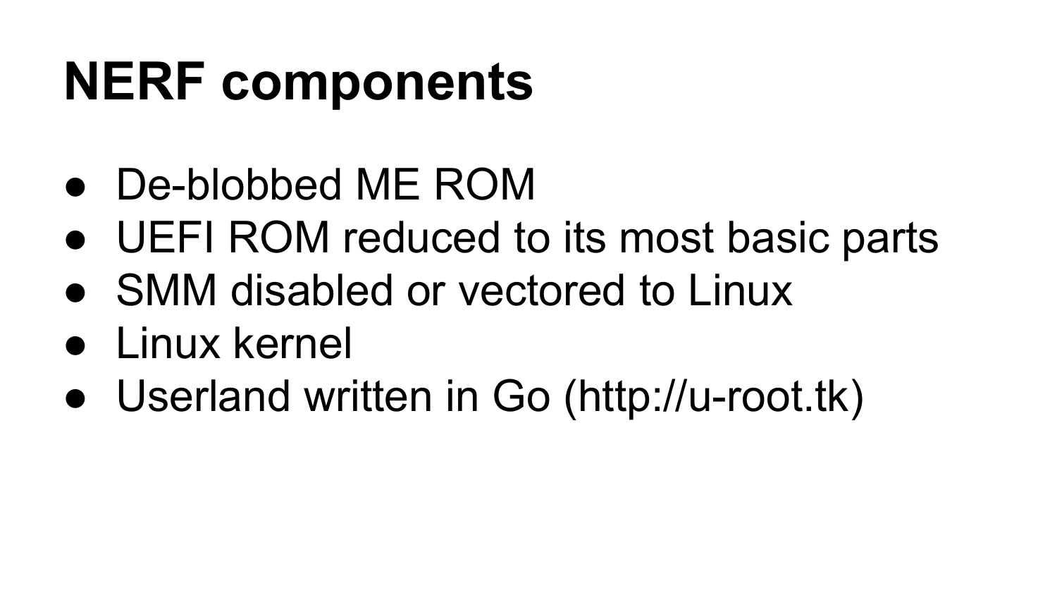# NERF components

- De-blobbed ME ROM
- UEFI ROM reduced to its most basic parts
- SMM disabled or vectored to Linux
- Linux kernel
- Userland written in Go (http://u-root.tk)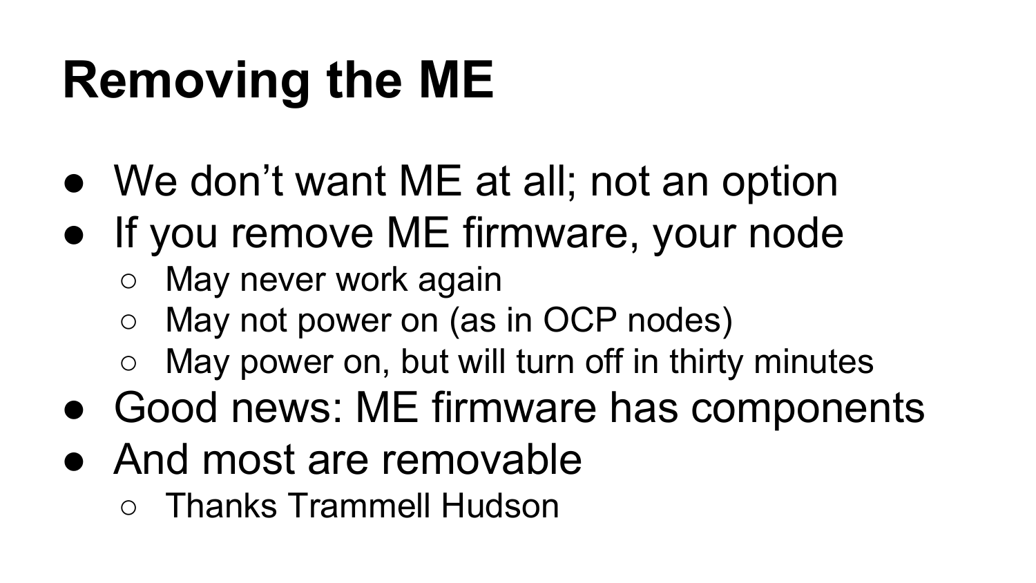# Removing the ME

- We don't want ME at all; not an option
- If you remove ME firmware, your node
  - May never work again
  - May not power on (as in OCP nodes)
  - May power on, but will turn off in thirty minutes
- Good news: ME firmware has components
- And most are removable
  - Thanks Trammell Hudson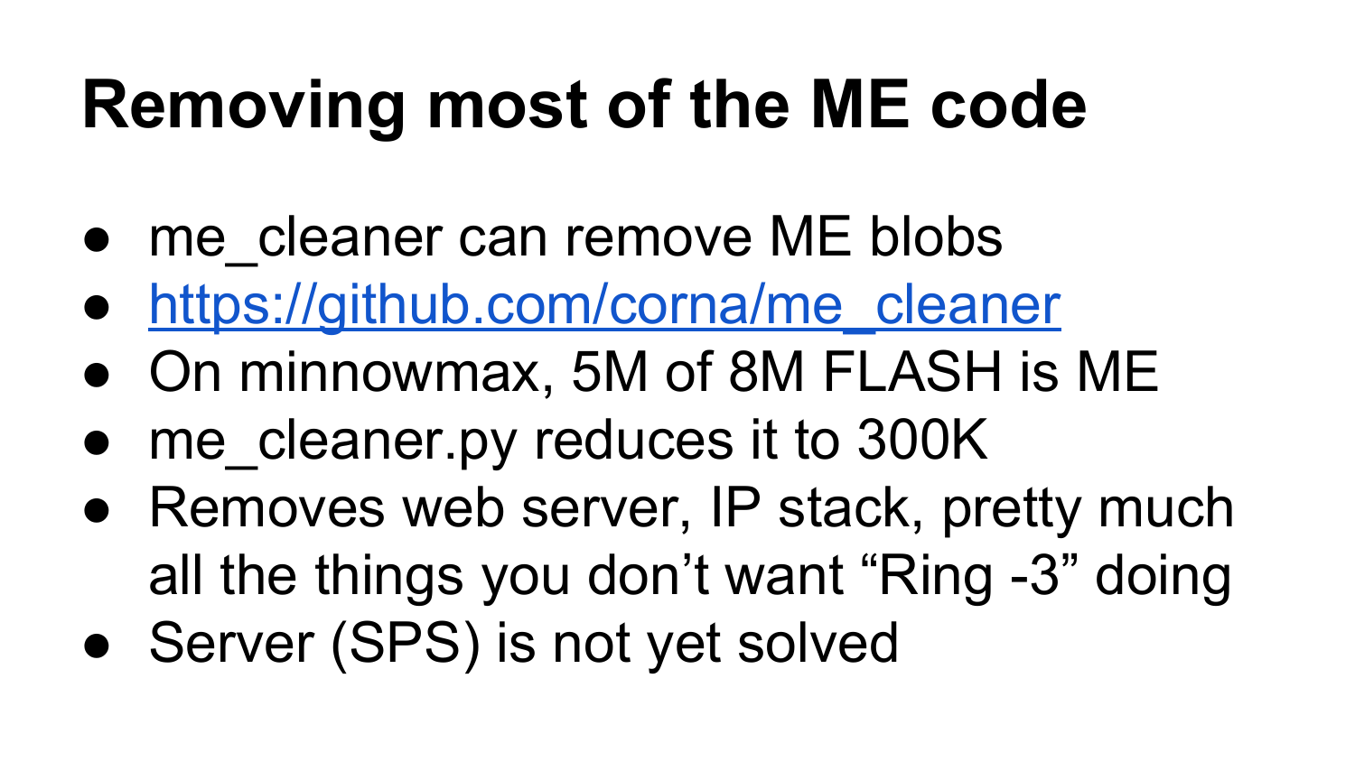# Removing most of the ME code

- me_cleaner can remove ME blobs
- https://github.com/corna/me_cleaner
- On minnowmax, 5M of 8M FLASH is ME
- me_cleaner.py reduces it to 300K
- Removes web server, IP stack, pretty much all the things you don't want "Ring -3" doing
- Server (SPS) is not yet solved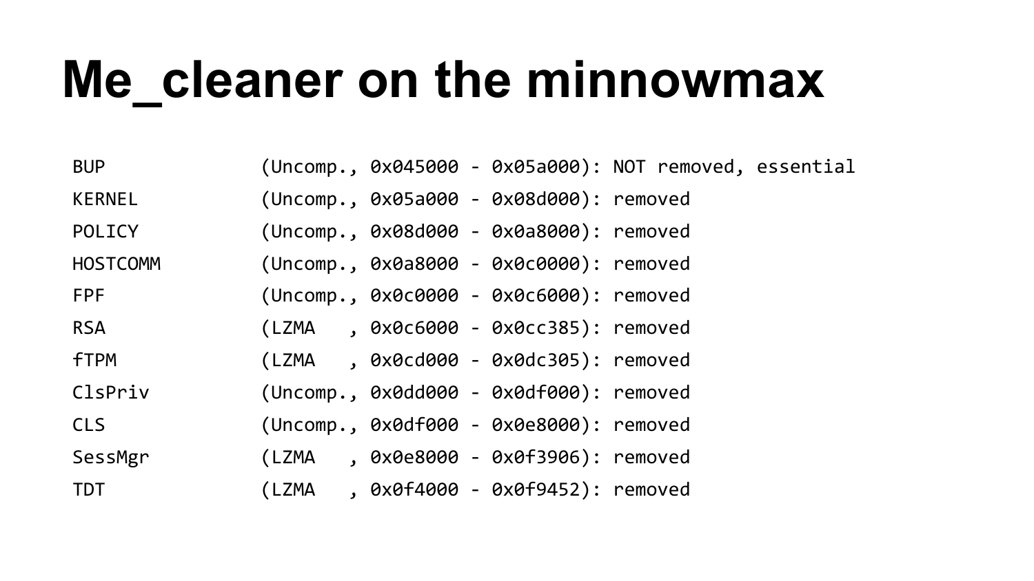# Me_cleaner on the minnowmax

```
BUP             (Uncomp., 0x045000 - 0x05a000): NOT removed, essential
KERNEL          (Uncomp., 0x05a000 - 0x08d000): removed
POLICY          (Uncomp., 0x08d000 - 0x0a8000): removed
HOSTCOMM        (Uncomp., 0x0a8000 - 0x0c0000): removed
FPF             (Uncomp., 0x0c0000 - 0x0c6000): removed
RSA             (LZMA   , 0x0c6000 - 0x0cc385): removed
fTPM            (LZMA   , 0x0cd000 - 0x0dc305): removed
ClsPriv         (Uncomp., 0x0dd000 - 0x0df000): removed
CLS             (Uncomp., 0x0df000 - 0x0e8000): removed
SessMgr         (LZMA   , 0x0e8000 - 0x0f3906): removed
TDT             (LZMA   , 0x0f4000 - 0x0f9452): removed
```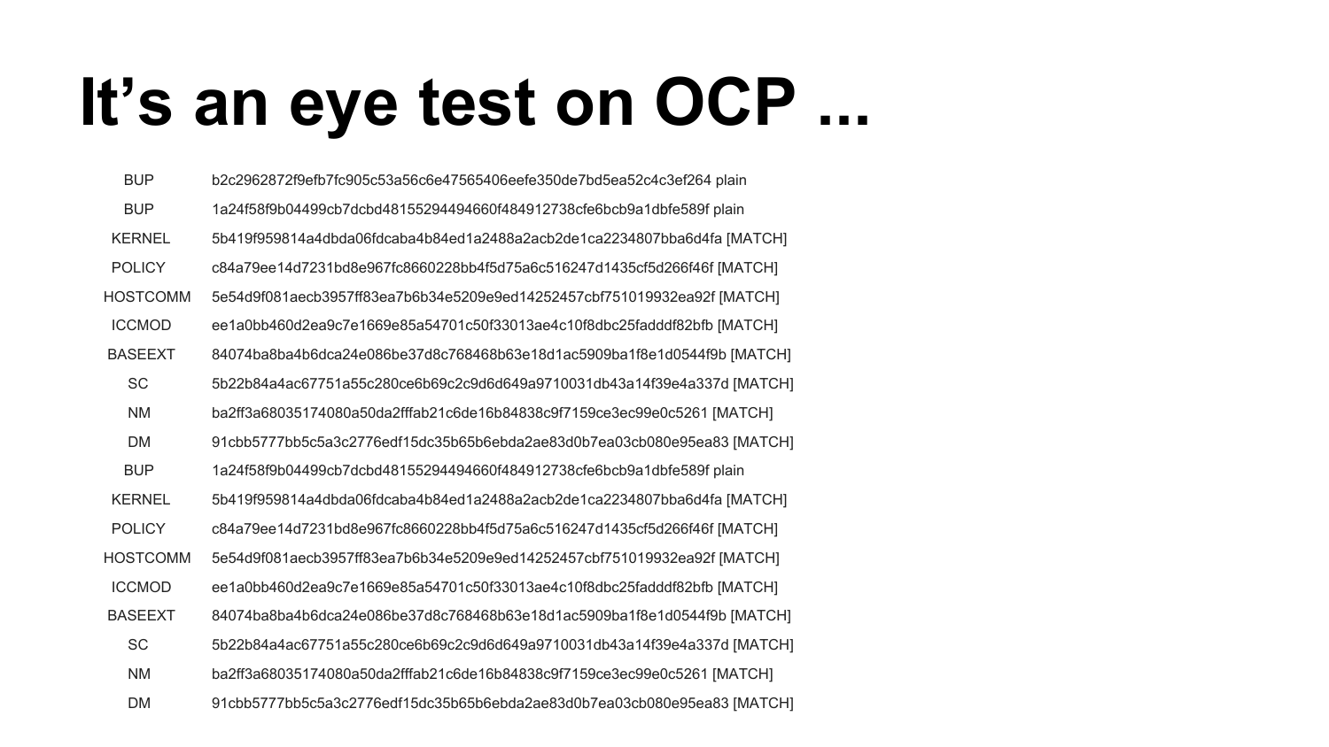# It’s an eye test on OCP ...

| | |
|---|---|
| BUP | b2c2962872f9efb7fc905c53a56c6e47565406eefe350de7bd5ea52c4c3ef264 plain |
| BUP | 1a24f58f9b04499cb7dcbd48155294494660f484912738cfe6bcb9a1dbfe589f plain |
| KERNEL | 5b419f959814a4dbda06fdcaba4b84ed1a2488a2acb2de1ca2234807bba6d4fa [MATCH] |
| POLICY | c84a79ee14d7231bd8e967fc8660228bb4f5d75a6c516247d1435cf5d266f46f [MATCH] |
| HOSTCOMM | 5e54d9f081aecb3957ff83ea7b6b34e5209e9ed14252457cbf751019932ea92f [MATCH] |
| ICCMOD | ee1a0bb460d2ea9c7e1669e85a54701c50f33013ae4c10f8dbc25fadddf82bfb [MATCH] |
| BASEEXT | 84074ba8ba4b6dca24e086be37d8c768468b63e18d1ac5909ba1f8e1d0544f9b [MATCH] |
| SC | 5b22b84a4ac67751a55c280ce6b69c2c9d6d649a9710031db43a14f39e4a337d [MATCH] |
| NM | ba2ff3a68035174080a50da2fffab21c6de16b84838c9f7159ce3ec99e0c5261 [MATCH] |
| DM | 91cbb5777bb5c5a3c2776edf15dc35b65b6ebda2ae83d0b7ea03cb080e95ea83 [MATCH] |
| BUP | 1a24f58f9b04499cb7dcbd48155294494660f484912738cfe6bcb9a1dbfe589f plain |
| KERNEL | 5b419f959814a4dbda06fdcaba4b84ed1a2488a2acb2de1ca2234807bba6d4fa [MATCH] |
| POLICY | c84a79ee14d7231bd8e967fc8660228bb4f5d75a6c516247d1435cf5d266f46f [MATCH] |
| HOSTCOMM | 5e54d9f081aecb3957ff83ea7b6b34e5209e9ed14252457cbf751019932ea92f [MATCH] |
| ICCMOD | ee1a0bb460d2ea9c7e1669e85a54701c50f33013ae4c10f8dbc25fadddf82bfb [MATCH] |
| BASEEXT | 84074ba8ba4b6dca24e086be37d8c768468b63e18d1ac5909ba1f8e1d0544f9b [MATCH] |
| SC | 5b22b84a4ac67751a55c280ce6b69c2c9d6d649a9710031db43a14f39e4a337d [MATCH] |
| NM | ba2ff3a68035174080a50da2fffab21c6de16b84838c9f7159ce3ec99e0c5261 [MATCH] |
| DM | 91cbb5777bb5c5a3c2776edf15dc35b65b6ebda2ae83d0b7ea03cb080e95ea83 [MATCH] |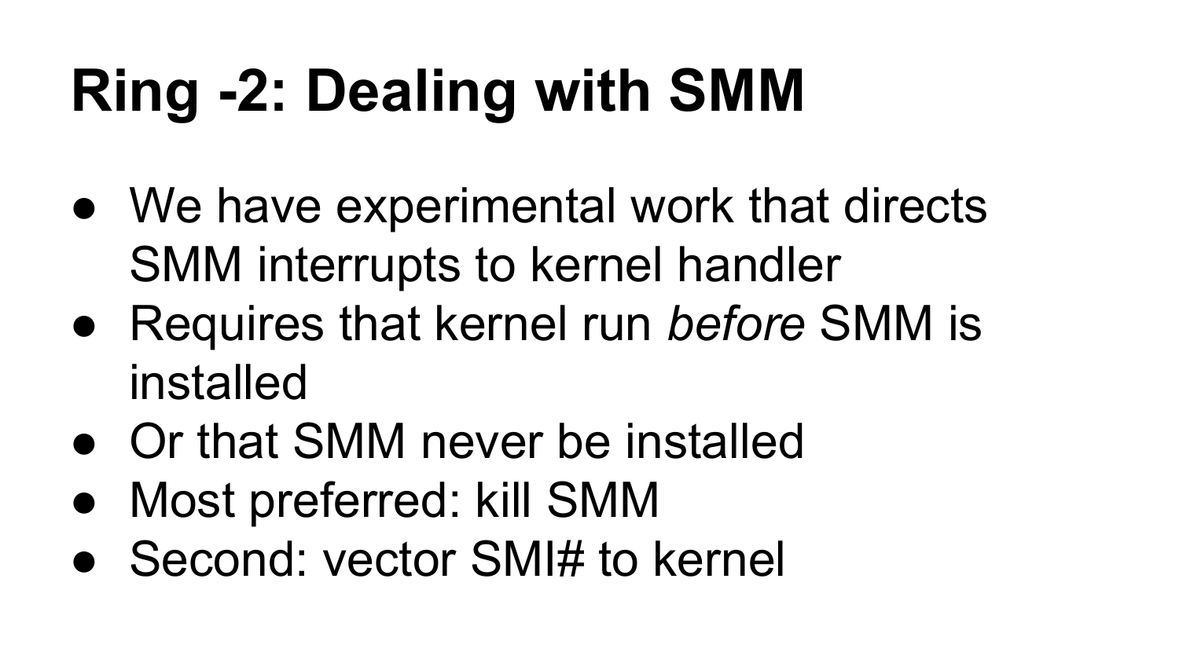# Ring -2: Dealing with SMM

- We have experimental work that directs SMM interrupts to kernel handler
- Requires that kernel run *before* SMM is installed
- Or that SMM never be installed
- Most preferred: kill SMM
- Second: vector SMI# to kernel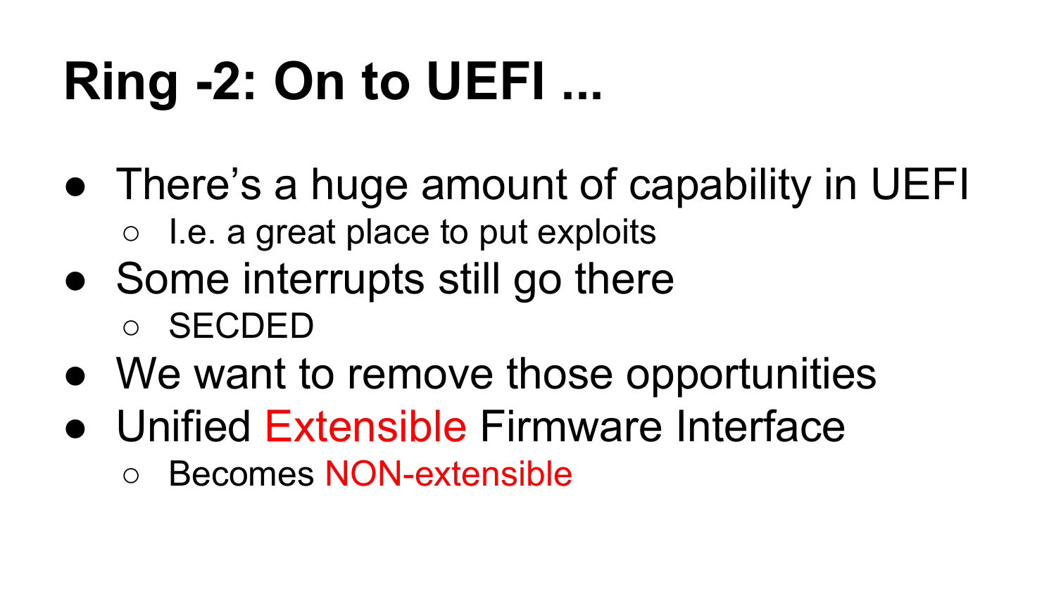# Ring -2: On to UEFI ...

- There's a huge amount of capability in UEFI
  - I.e. a great place to put exploits
- Some interrupts still go there
  - SECDED
- We want to remove those opportunities
- Unified Extensible Firmware Interface
  - Becomes NON-extensible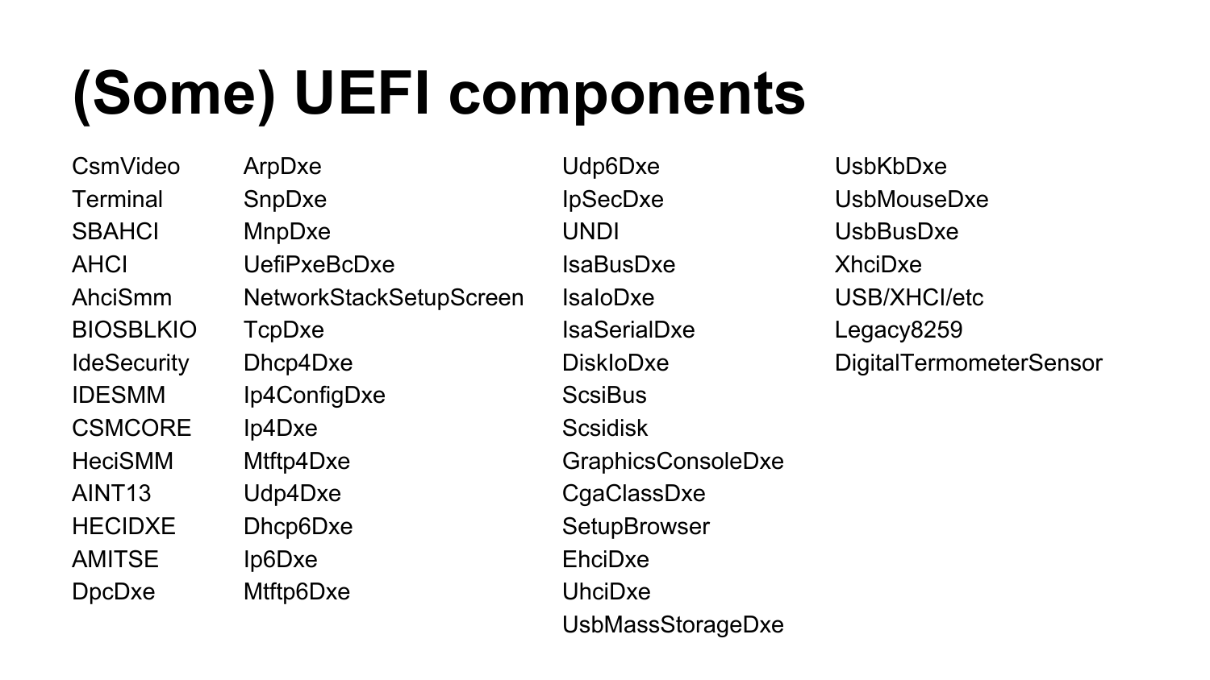# (Some) UEFI components

- CsmVideo
- Terminal
- SBAHCI
- AHCI
- AhciSmm
- BIOSBLKIO
- IdeSecurity
- IDESMM
- CSMCORE
- HeciSMM
- AINT13
- HECIDXE
- AMITSE
- DpcDxe
- ArpDxe
- SnpDxe
- MnpDxe
- UefiPxeBcDxe
- NetworkStackSetupScreen
- TcpDxe
- Dhcp4Dxe
- Ip4ConfigDxe
- Ip4Dxe
- Mtftp4Dxe
- Udp4Dxe
- Dhcp6Dxe
- Ip6Dxe
- Mtftp6Dxe
- Udp6Dxe
- IpSecDxe
- UNDI
- IsaBusDxe
- IsaIoDxe
- IsaSerialDxe
- DiskIoDxe
- ScsiBus
- Scsidisk
- GraphicsConsoleDxe
- CgaClassDxe
- SetupBrowser
- EhciDxe
- UhciDxe
- UsbMassStorageDxe
- UsbKbDxe
- UsbMouseDxe
- UsbBusDxe
- XhciDxe
- USB/XHCI/etc
- Legacy8259
- DigitalTermometerSensor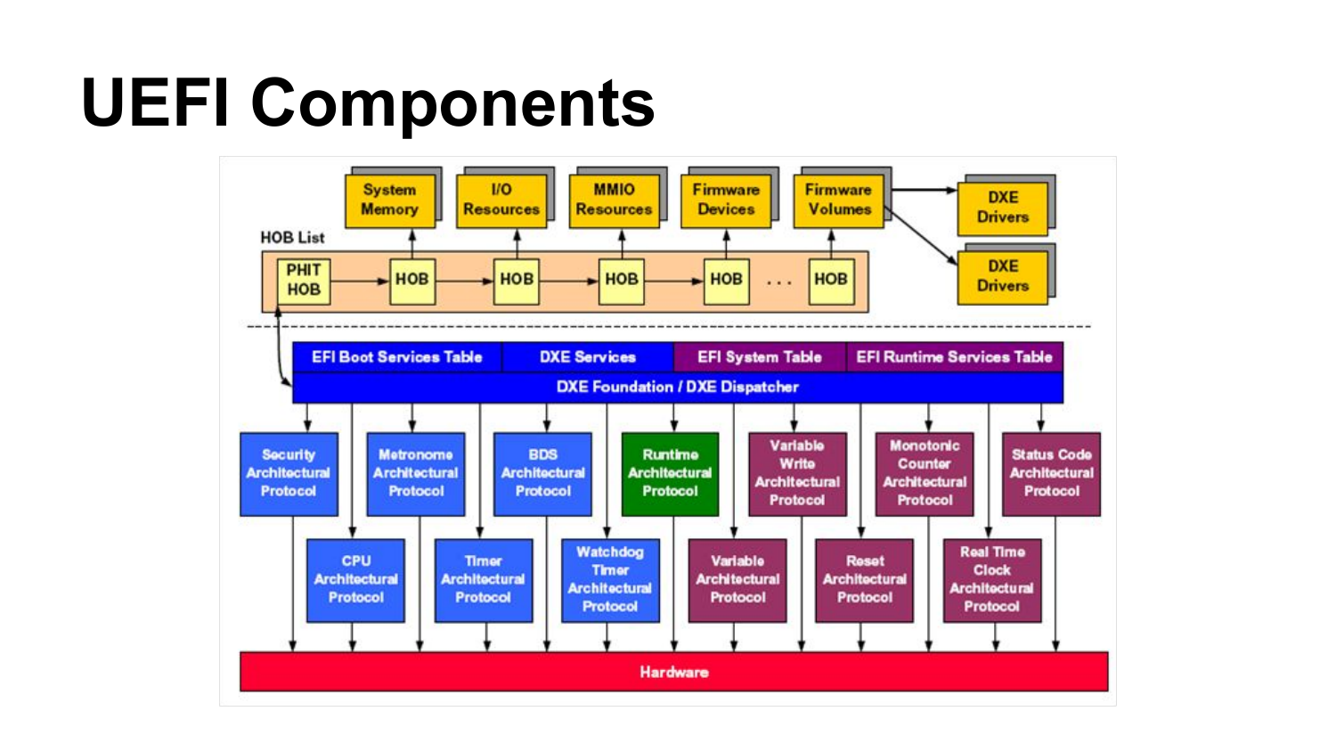# UEFI Components

System Memory

I/O Resources

MMIO Resources

Firmware Devices

Firmware Volumes

DXE Drivers

DXE Drivers

HOB List

PHIT HOB → HOB → HOB → HOB → HOB . . . HOB

EFI Boot Services Table | DXE Services | EFI System Table | EFI Runtime Services Table

DXE Foundation / DXE Dispatcher

Security Architectural Protocol

Metronome Architectural Protocol

BDS Architectural Protocol

Runtime Architectural Protocol

Variable Write Architectural Protocol

Monotonic Counter Architectural Protocol

Status Code Architectural Protocol

CPU Architectural Protocol

Timer Architectural Protocol

Watchdog Timer Architectural Protocol

Variable Architectural Protocol

Reset Architectural Protocol

Real Time Clock Architectural Protocol

Hardware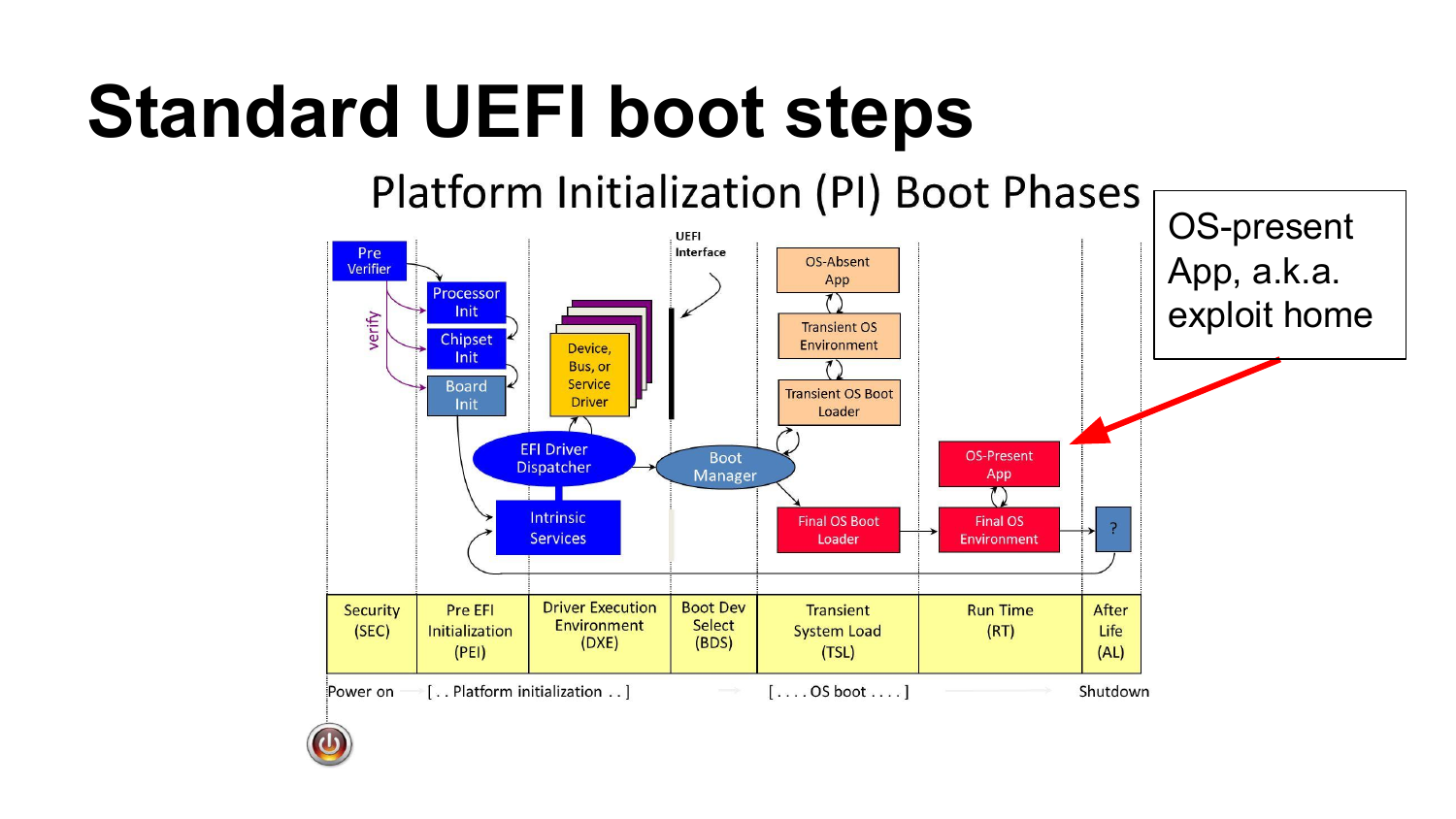# Standard UEFI boot steps

## Platform Initialization (PI) Boot Phases

OS-present App, a.k.a. exploit home

Pre Verifier

verify

Processor Init

Chipset Init

Board Init

Device, Bus, or Service Driver

EFI Driver Dispatcher

Intrinsic Services

UEFI Interface

Boot Manager

OS-Absent App

Transient OS Environment

Transient OS Boot Loader

Final OS Boot Loader

OS-Present App

Final OS Environment

?

| Security (SEC) | Pre EFI Initialization (PEI) | Driver Execution Environment (DXE) | Boot Dev Select (BDS) | Transient System Load (TSL) | Run Time (RT) | After Life (AL) |
|---|---|---|---|---|---|---|

Power on [ . . Platform initialization . . ] [ . . . . OS boot . . . . ] Shutdown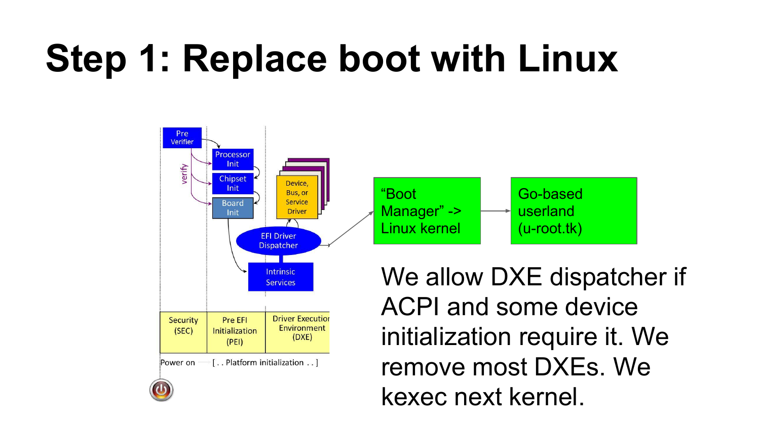# Step 1: Replace boot with Linux

Pre Verifier

verify

Processor Init

Chipset Init

Board Init

Device, Bus, or Service Driver

EFI Driver Dispatcher

Intrinsic Services

| Security (SEC) | Pre EFI Initialization (PEI) | Driver Execution Environment (DXE) |
| --- | --- | --- |

Power on [ . . Platform initialization . . ]

"Boot Manager" -> Linux kernel

Go-based userland (u-root.tk)

We allow DXE dispatcher if ACPI and some device initialization require it. We remove most DXEs. We kexec next kernel.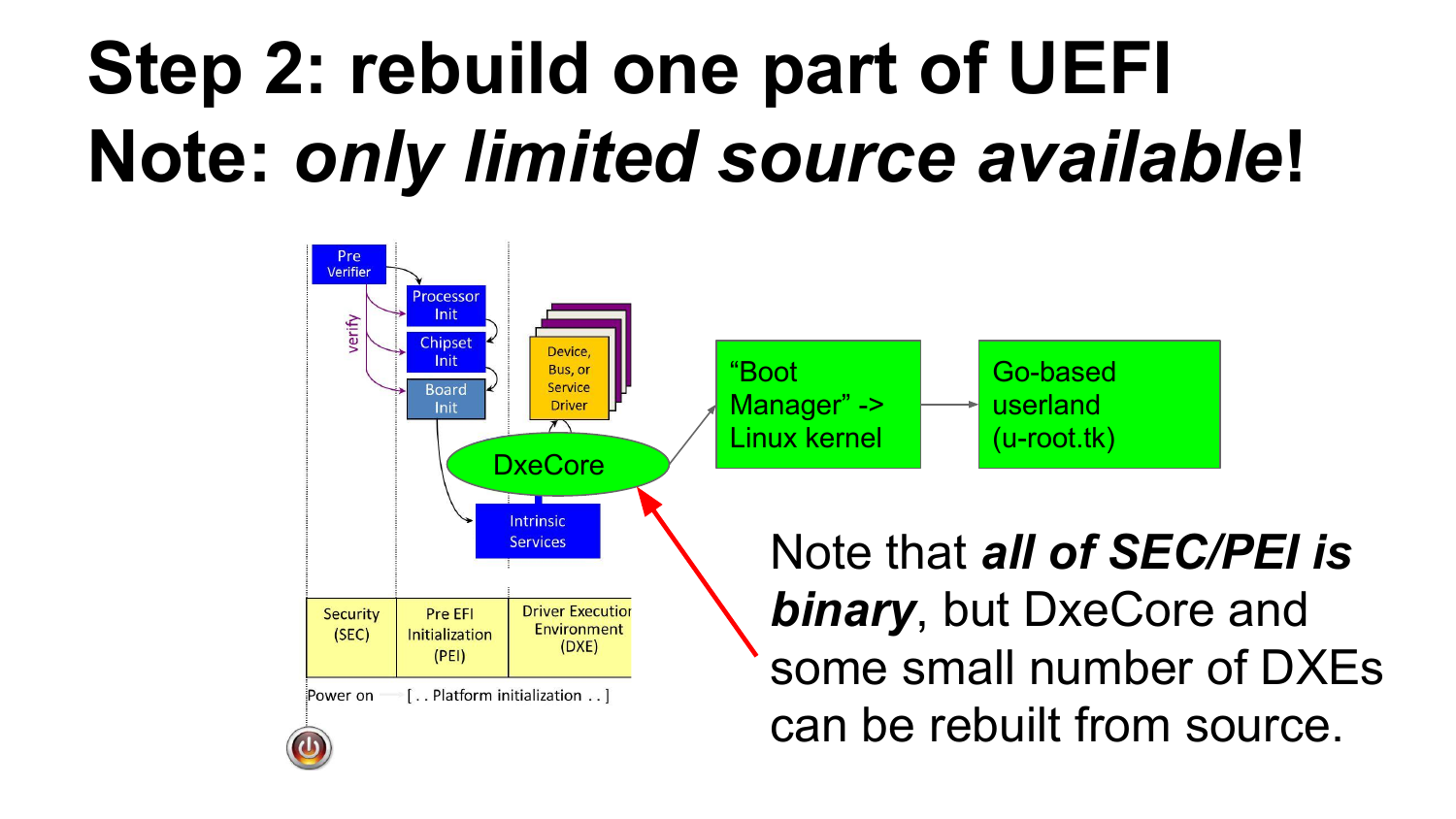# Step 2: rebuild one part of UEFI
# Note: *only limited source available*!

Pre Verifier

verify

Processor Init

Chipset Init

Board Init

Device, Bus, or Service Driver

DxeCore

Intrinsic Services

"Boot Manager" -> Linux kernel

Go-based userland (u-root.tk)

| Security (SEC) | Pre EFI Initialization (PEI) | Driver Execution Environment (DXE) |
| --- | --- | --- |

Power on [ . . Platform initialization . . ]

Note that ***all of SEC/PEI is binary***, but DxeCore and some small number of DXEs can be rebuilt from source.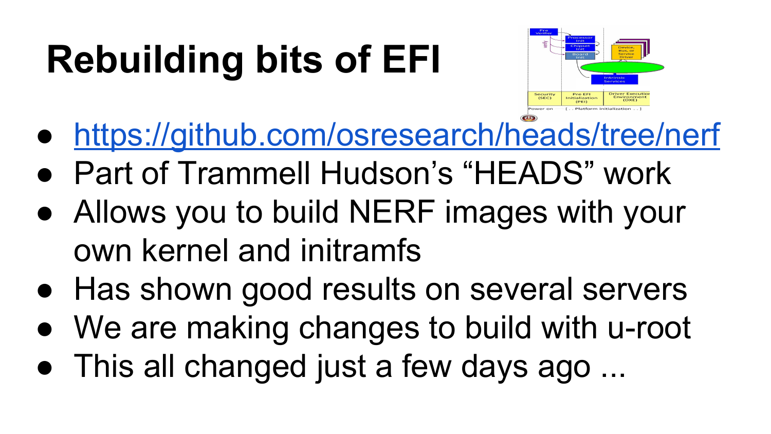# Rebuilding bits of EFI

- https://github.com/osresearch/heads/tree/nerf
- Part of Trammell Hudson's "HEADS" work
- Allows you to build NERF images with your own kernel and initramfs
- Has shown good results on several servers
- We are making changes to build with u-root
- This all changed just a few days ago ...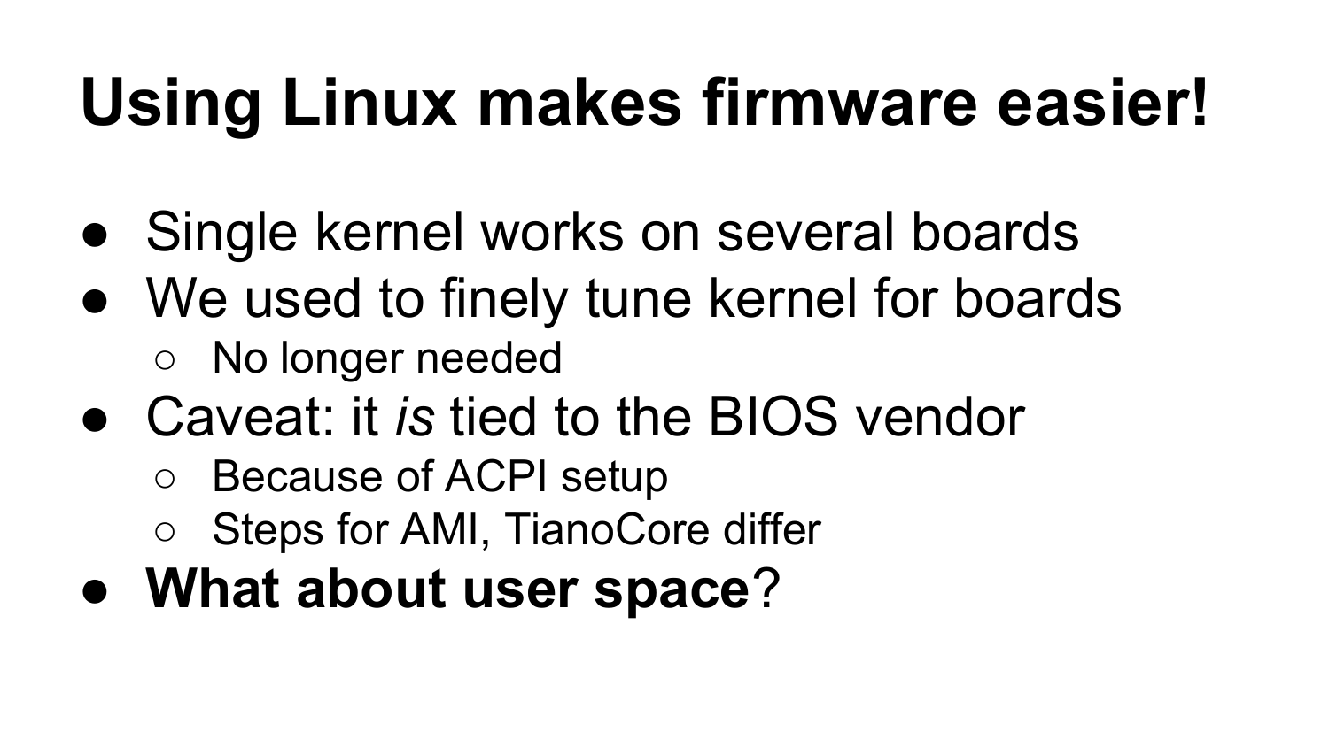# Using Linux makes firmware easier!

- Single kernel works on several boards
- We used to finely tune kernel for boards
  - No longer needed
- Caveat: it *is* tied to the BIOS vendor
  - Because of ACPI setup
  - Steps for AMI, TianoCore differ
- **What about user space**?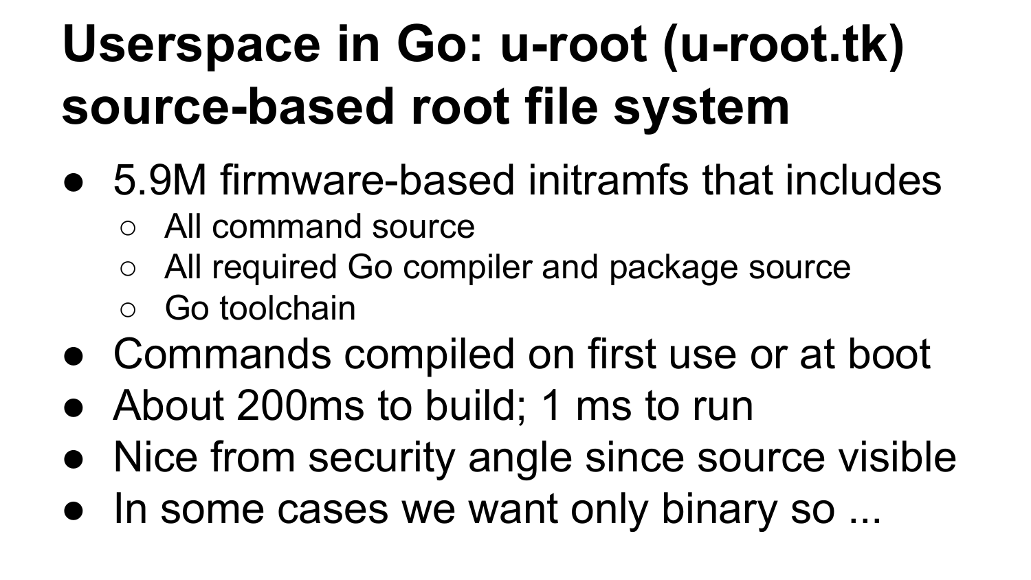# Userspace in Go: u-root (u-root.tk) source-based root file system

- 5.9M firmware-based initramfs that includes
  - All command source
  - All required Go compiler and package source
  - Go toolchain
- Commands compiled on first use or at boot
- About 200ms to build; 1 ms to run
- Nice from security angle since source visible
- In some cases we want only binary so ...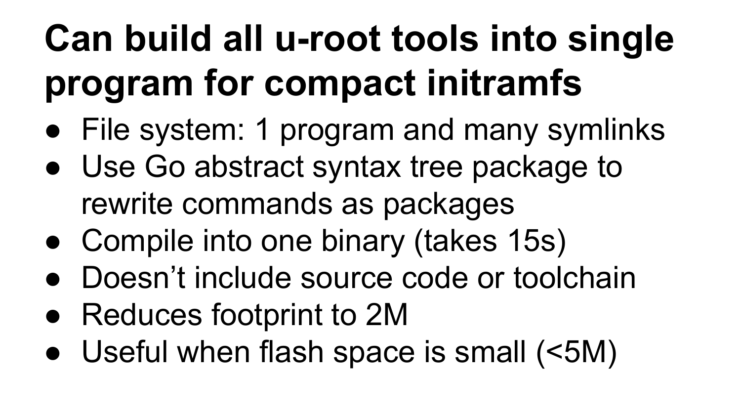# Can build all u-root tools into single program for compact initramfs

- File system: 1 program and many symlinks
- Use Go abstract syntax tree package to rewrite commands as packages
- Compile into one binary (takes 15s)
- Doesn’t include source code or toolchain
- Reduces footprint to 2M
- Useful when flash space is small (<5M)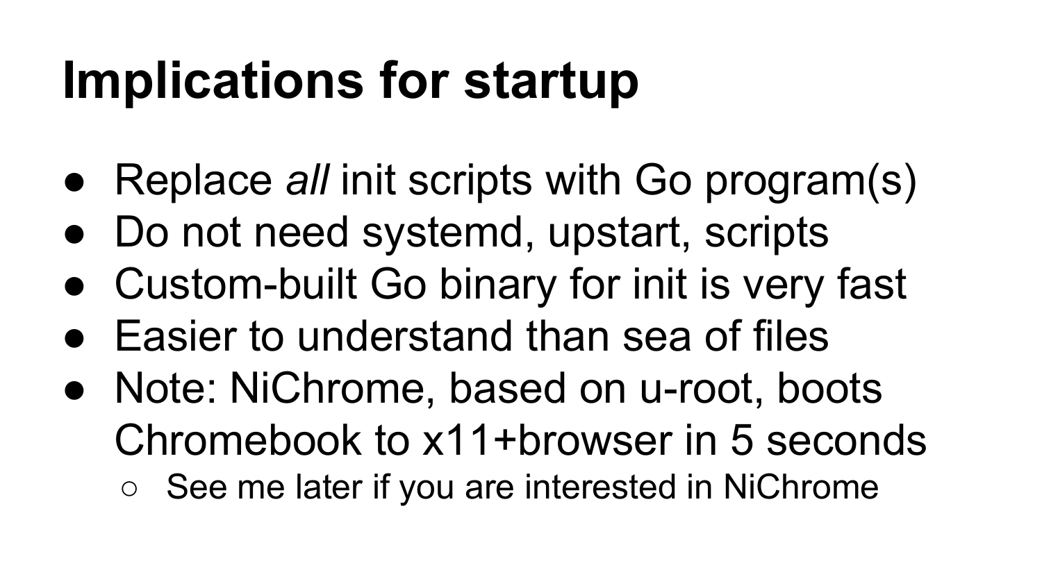# Implications for startup

- Replace *all* init scripts with Go program(s)
- Do not need systemd, upstart, scripts
- Custom-built Go binary for init is very fast
- Easier to understand than sea of files
- Note: NiChrome, based on u-root, boots Chromebook to x11+browser in 5 seconds
  - See me later if you are interested in NiChrome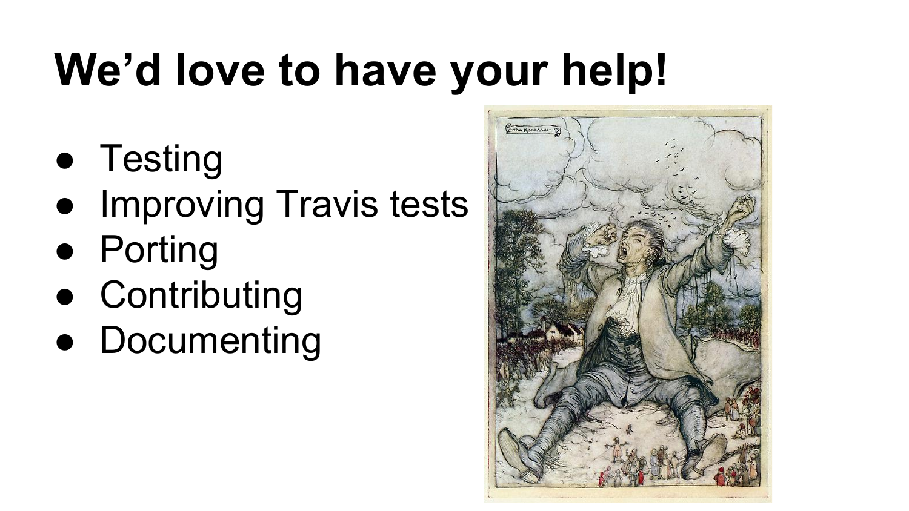# We’d love to have your help!

- Testing
- Improving Travis tests
- Porting
- Contributing
- Documenting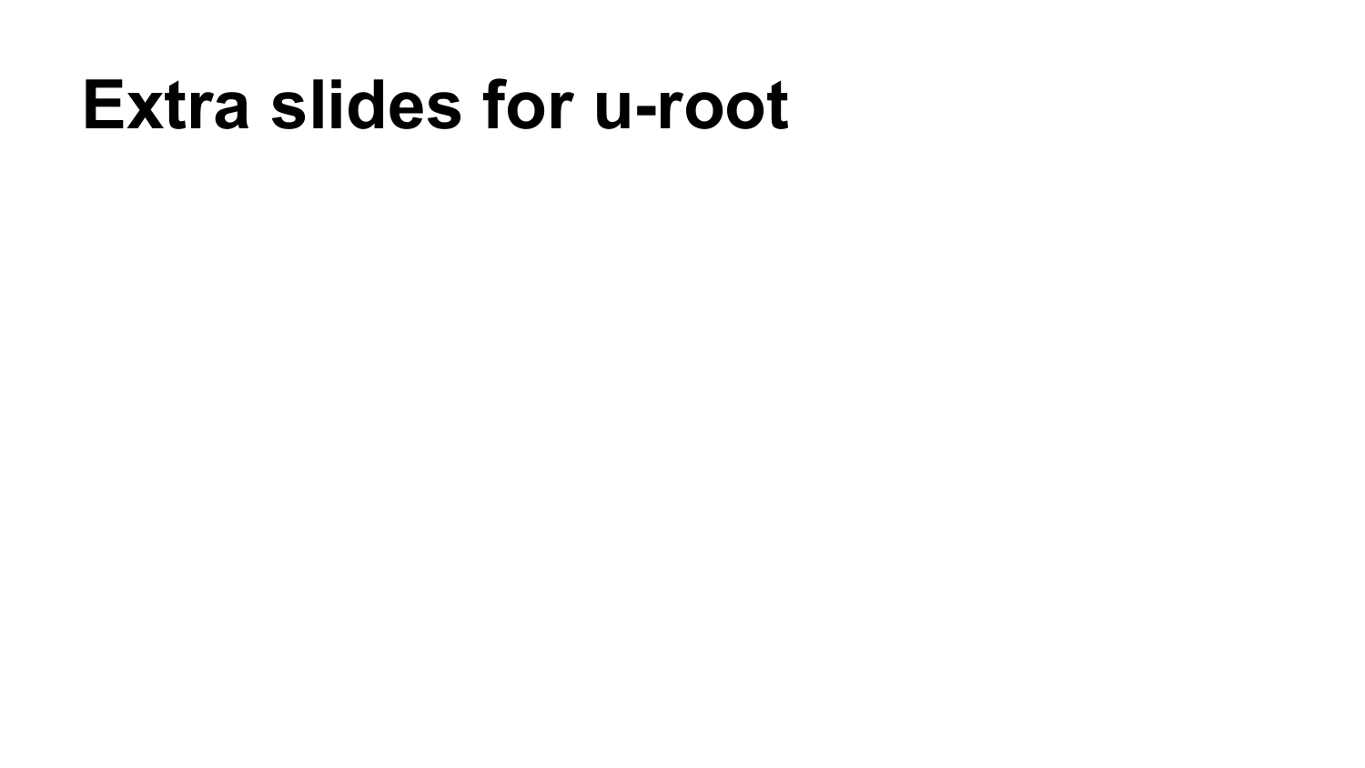# Extra slides for u-root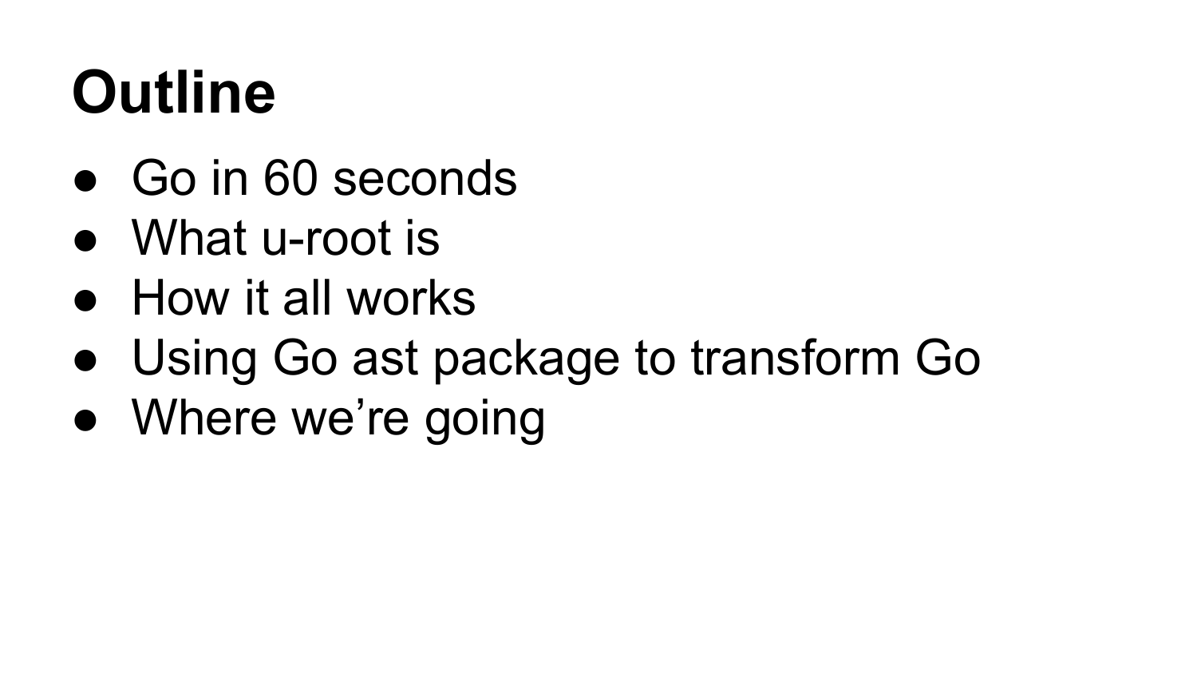# Outline

- Go in 60 seconds
- What u-root is
- How it all works
- Using Go ast package to transform Go
- Where we’re going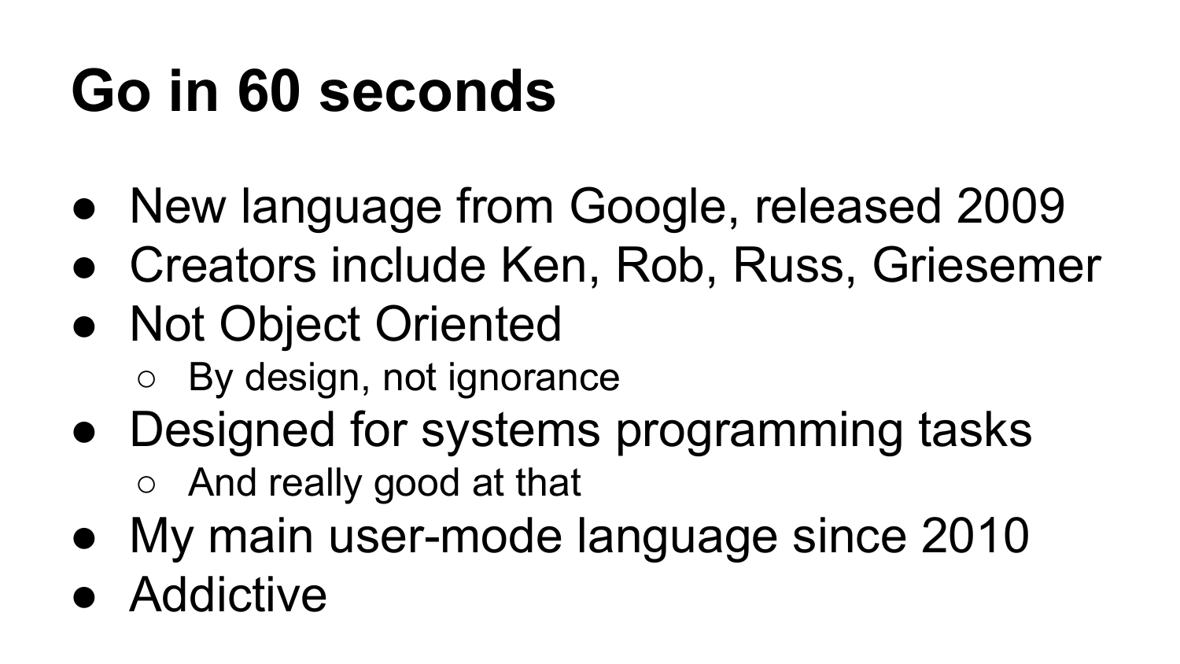# Go in 60 seconds

- New language from Google, released 2009
- Creators include Ken, Rob, Russ, Griesemer
- Not Object Oriented
  - By design, not ignorance
- Designed for systems programming tasks
  - And really good at that
- My main user-mode language since 2010
- Addictive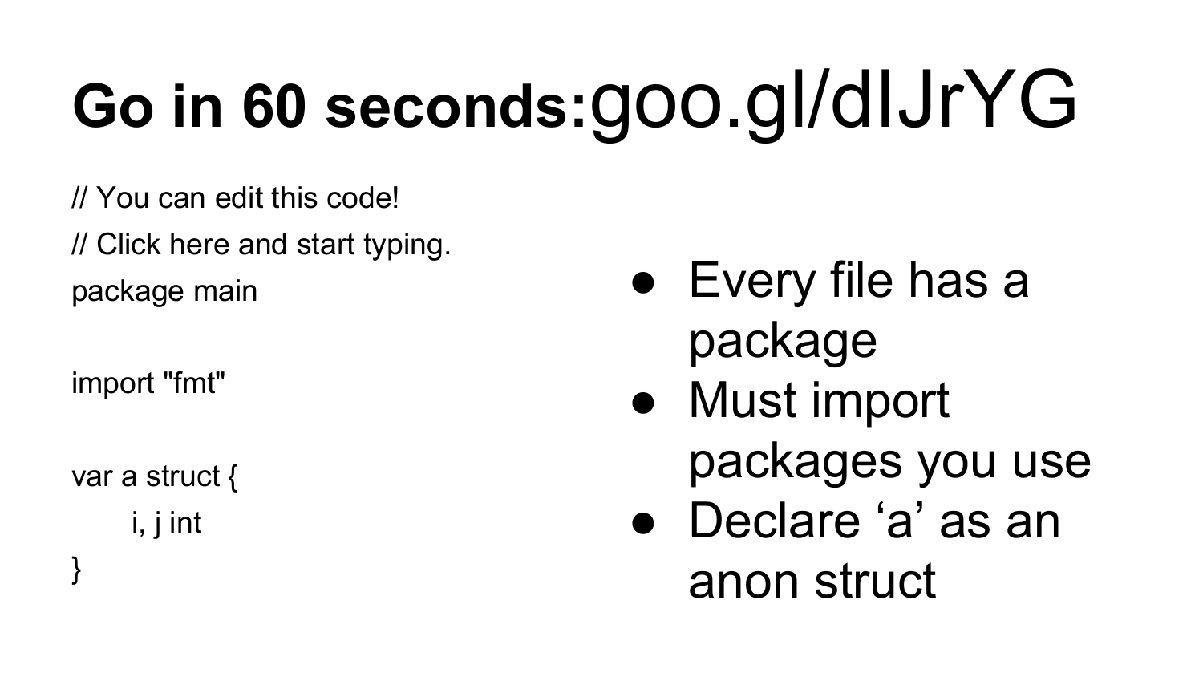# Go in 60 seconds: goo.gl/dIJrYG

```
// You can edit this code!
// Click here and start typing.
package main

import "fmt"

var a struct {
	i, j int
}
```

- Every file has a package
- Must import packages you use
- Declare ‘a’ as an anon struct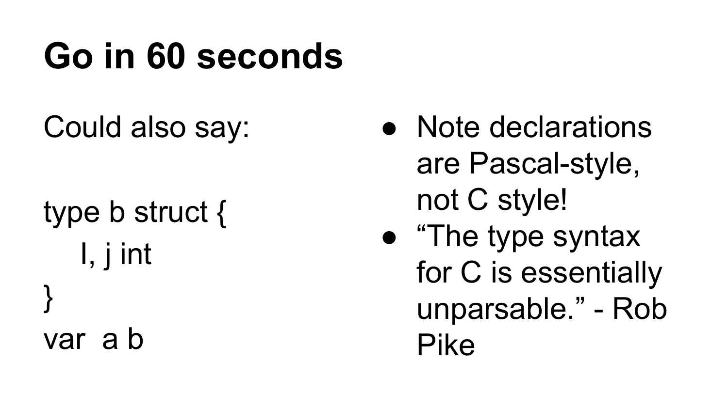# Go in 60 seconds

Could also say:

```
type b struct {
    I, j int
}
var  a b
```

- Note declarations are Pascal-style, not C style!
- “The type syntax for C is essentially unparsable.” - Rob Pike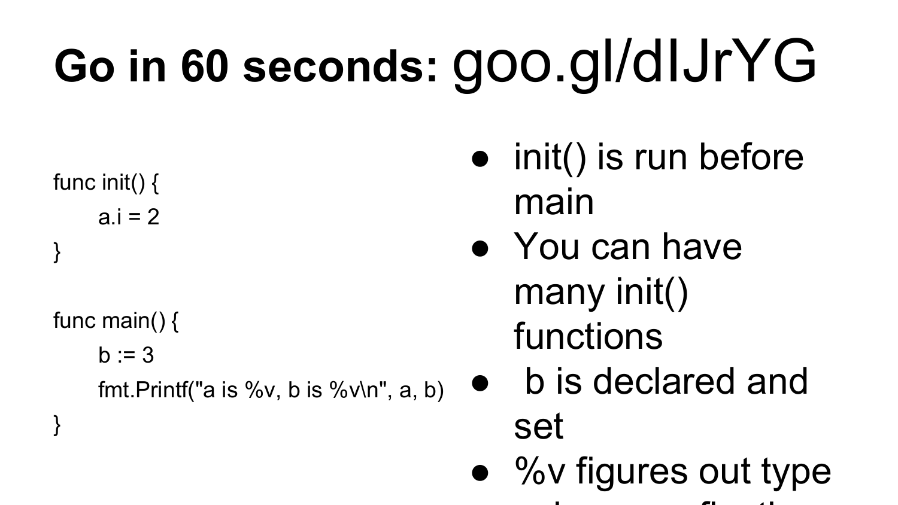# Go in 60 seconds: goo.gl/dIJrYG

```go
func init() {
    a.i = 2
}

func main() {
    b := 3
    fmt.Printf("a is %v, b is %v\n", a, b)
}
```

- init() is run before main
- You can have many init() functions
- b is declared and set
- %v figures out type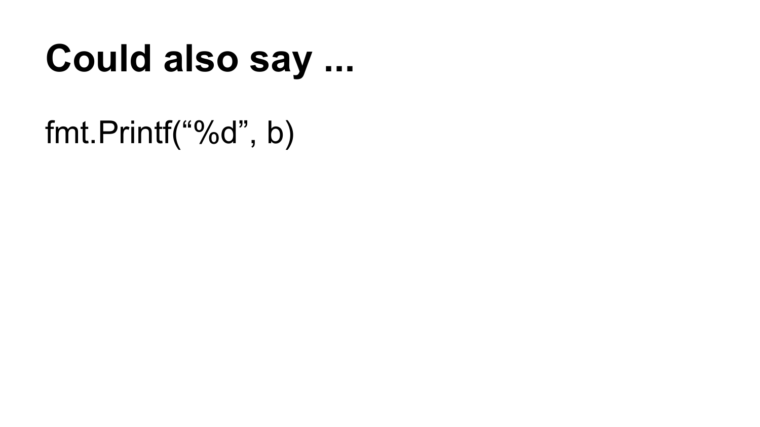# Could also say ...

fmt.Printf(“%d”, b)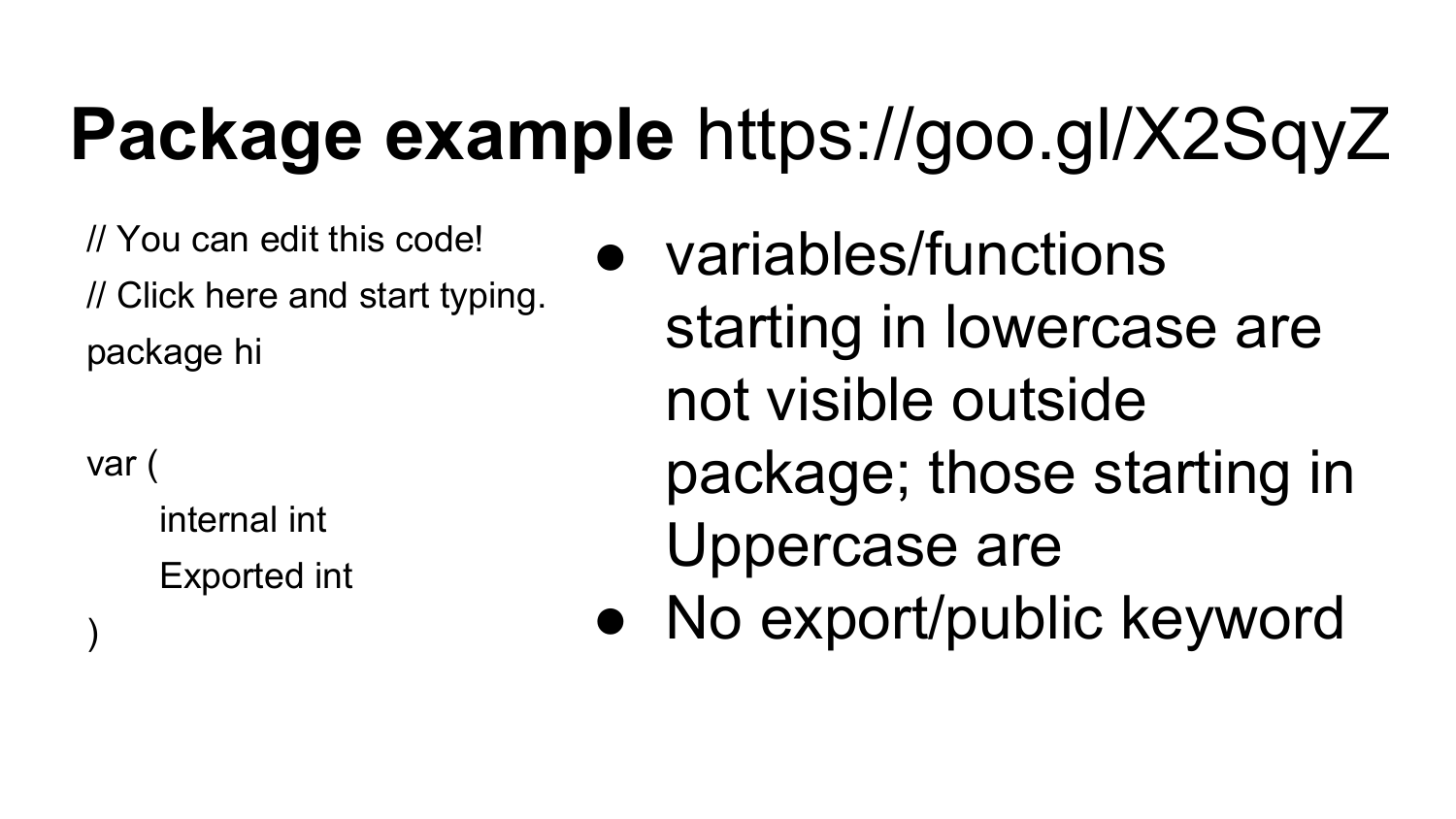# **Package example** https://goo.gl/X2SqyZ

```
// You can edit this code!
// Click here and start typing.
package hi

var (
	internal int
	Exported int
)
```

- variables/functions starting in lowercase are not visible outside package; those starting in Uppercase are
- No export/public keyword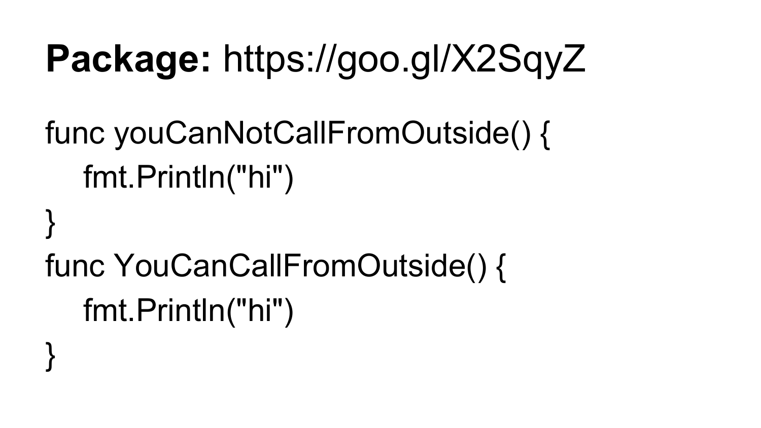**Package:** https://goo.gl/X2SqyZ

```go
func youCanNotCallFromOutside() {
	fmt.Println("hi")
}
func YouCanCallFromOutside() {
	fmt.Println("hi")
}
```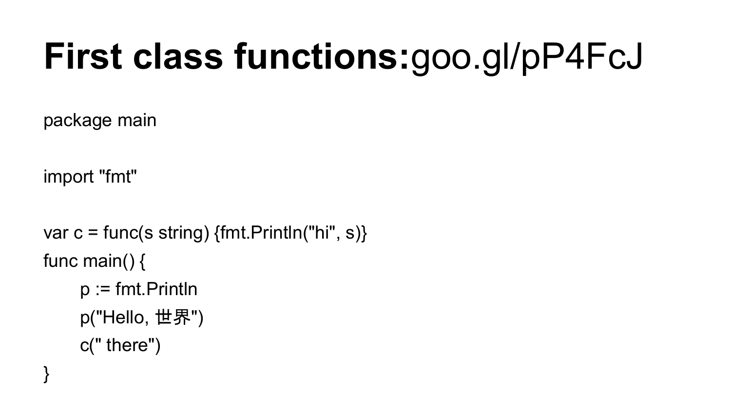# **First class functions:** goo.gl/pP4FcJ

```
package main

import "fmt"

var c = func(s string) {fmt.Println("hi", s)}
func main() {
	p := fmt.Println
	p("Hello, 世界")
	c(" there")
}
```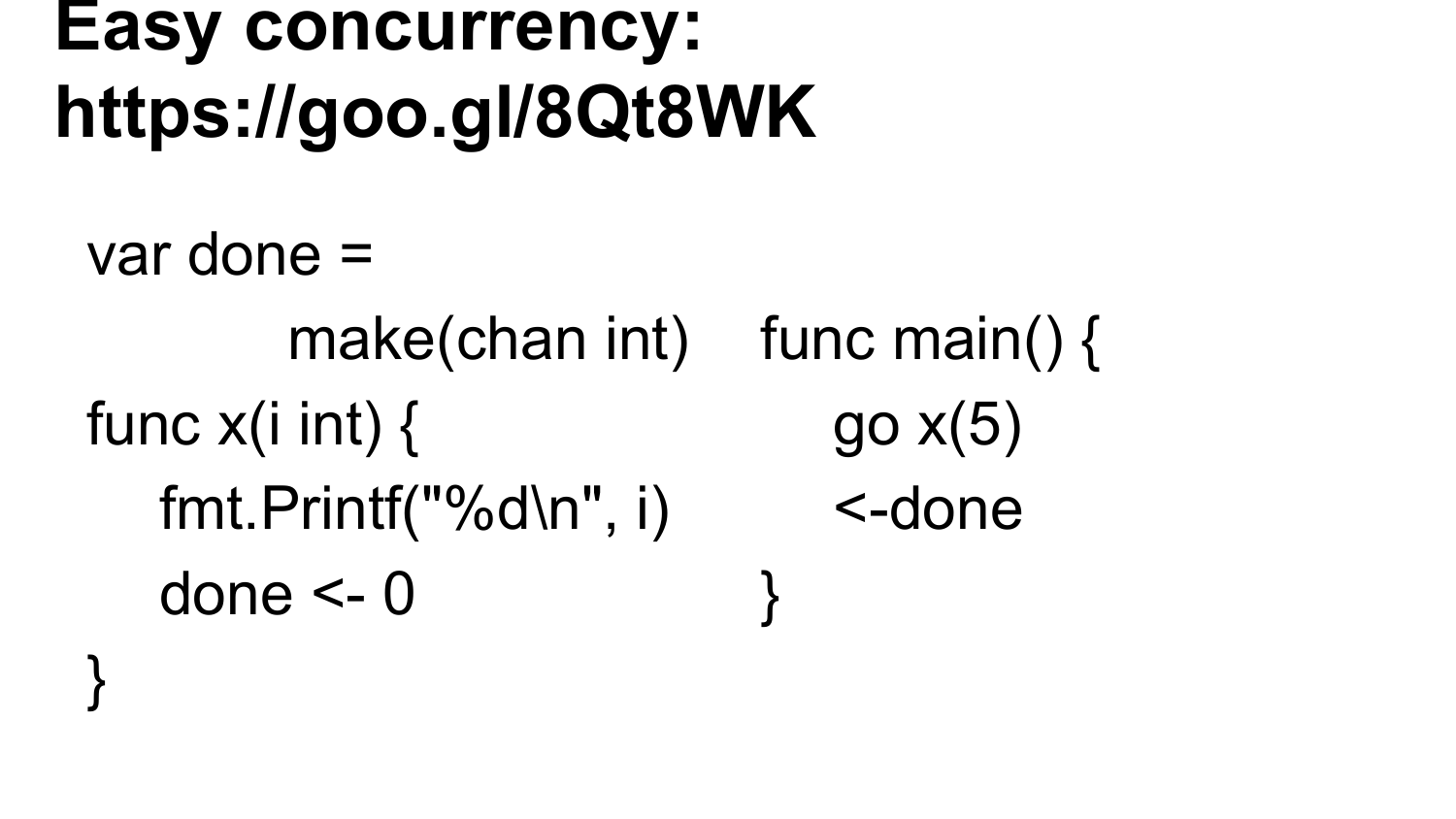# Easy concurrency: https://goo.gl/8Qt8WK

```
var done =
        make(chan int)
func x(i int) {
    fmt.Printf("%d\n", i)
    done <- 0
}
```

```
func main() {
    go x(5)
    <-done
}
```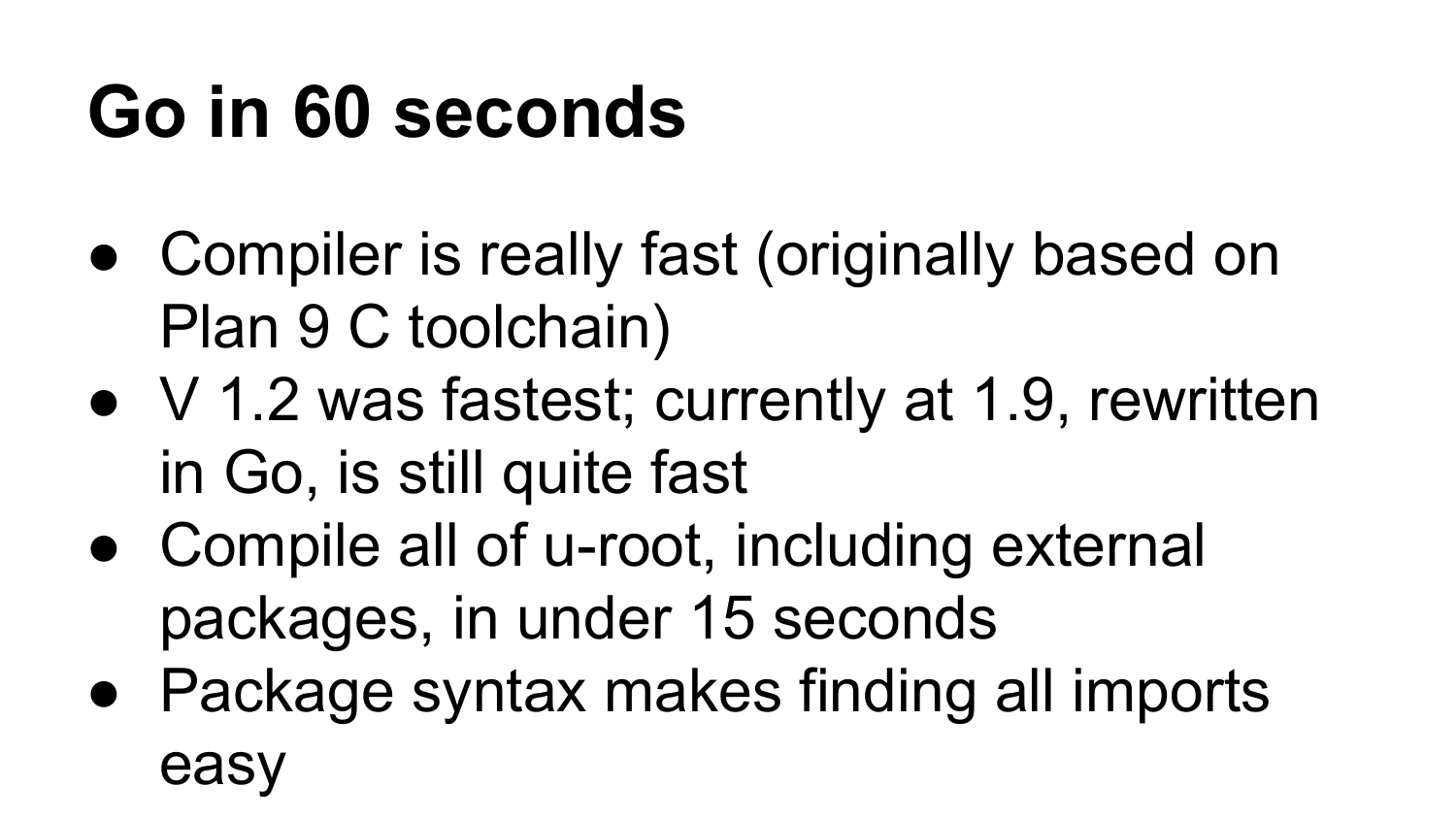# Go in 60 seconds

- Compiler is really fast (originally based on Plan 9 C toolchain)
- V 1.2 was fastest; currently at 1.9, rewritten in Go, is still quite fast
- Compile all of u-root, including external packages, in under 15 seconds
- Package syntax makes finding all imports easy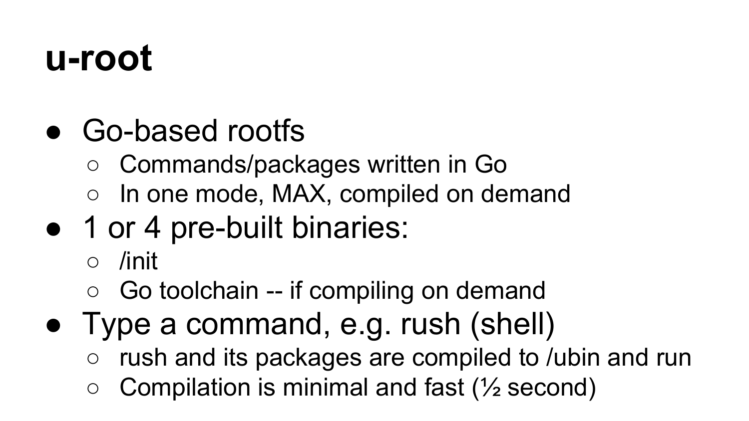# u-root

- Go-based rootfs
  - Commands/packages written in Go
  - In one mode, MAX, compiled on demand
- 1 or 4 pre-built binaries:
  - /init
  - Go toolchain -- if compiling on demand
- Type a command, e.g. rush (shell)
  - rush and its packages are compiled to /ubin and run
  - Compilation is minimal and fast (½ second)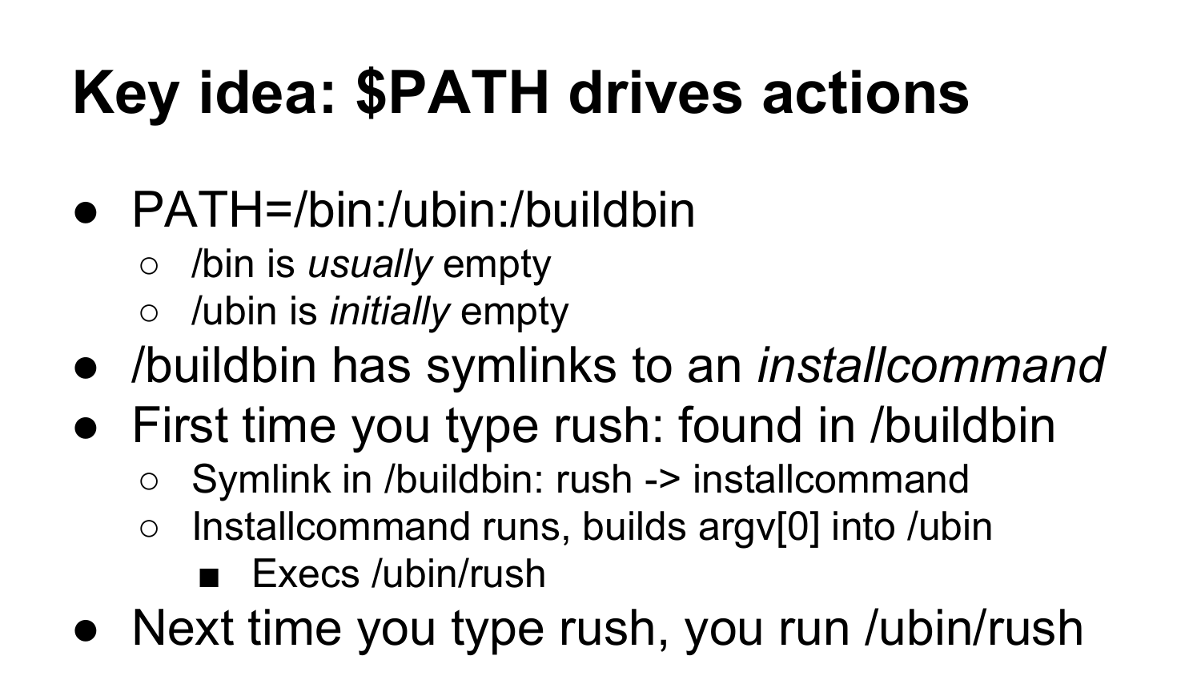# Key idea: $PATH drives actions

- PATH=/bin:/ubin:/buildbin
  - /bin is *usually* empty
  - /ubin is *initially* empty
- /buildbin has symlinks to an *installcommand*
- First time you type rush: found in /buildbin
  - Symlink in /buildbin: rush -> installcommand
  - Installcommand runs, builds argv[0] into /ubin
    - Execs /ubin/rush
- Next time you type rush, you run /ubin/rush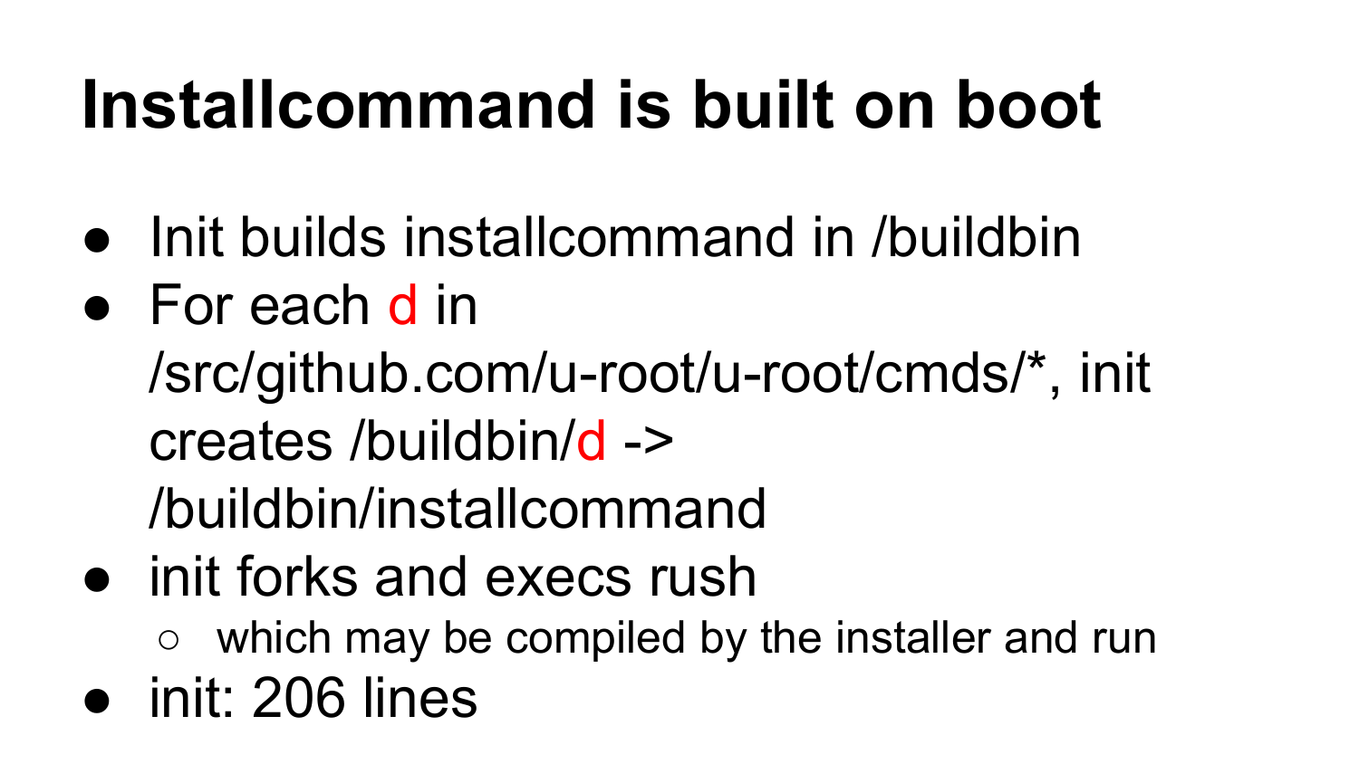# Installcommand is built on boot

- Init builds installcommand in /buildbin
- For each d in /src/github.com/u-root/u-root/cmds/*, init creates /buildbin/d -> /buildbin/installcommand
- init forks and execs rush
  - which may be compiled by the installer and run
- init: 206 lines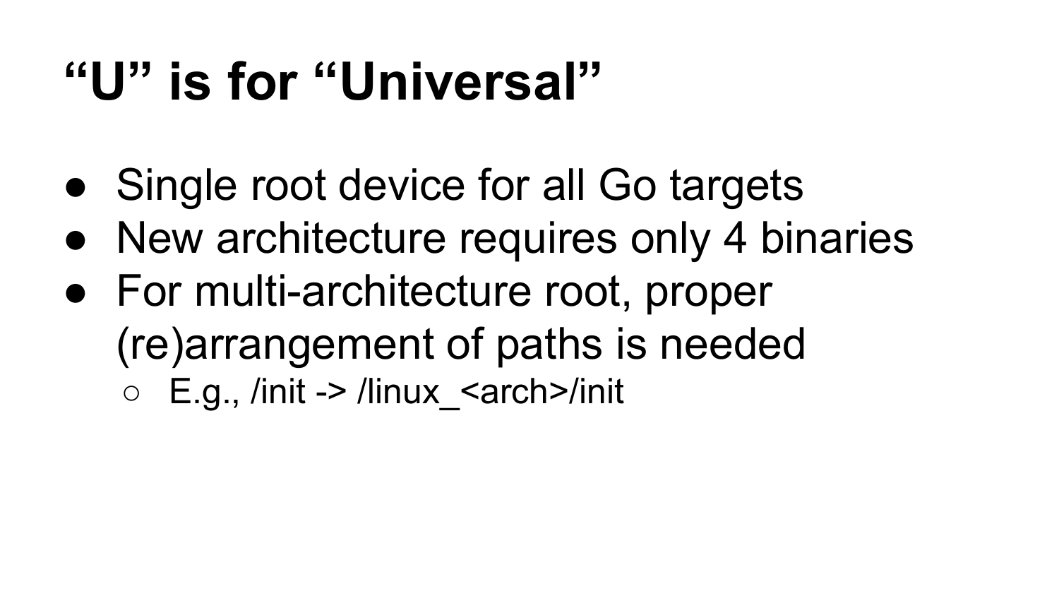# “U” is for “Universal”

- Single root device for all Go targets
- New architecture requires only 4 binaries
- For multi-architecture root, proper (re)arrangement of paths is needed
  - E.g., /init -> /linux_<arch>/init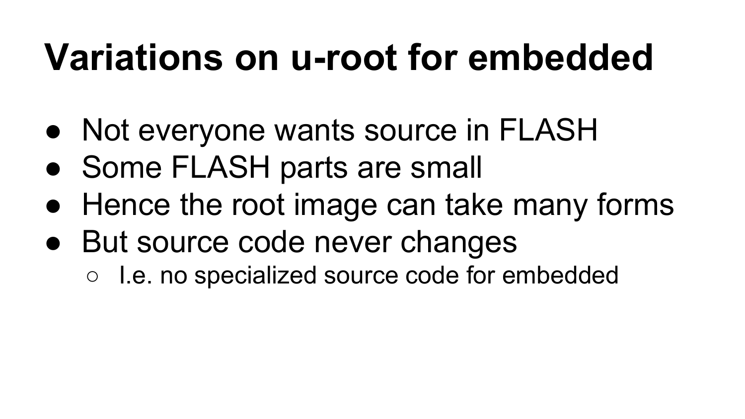# Variations on u-root for embedded

- Not everyone wants source in FLASH
- Some FLASH parts are small
- Hence the root image can take many forms
- But source code never changes
  - I.e. no specialized source code for embedded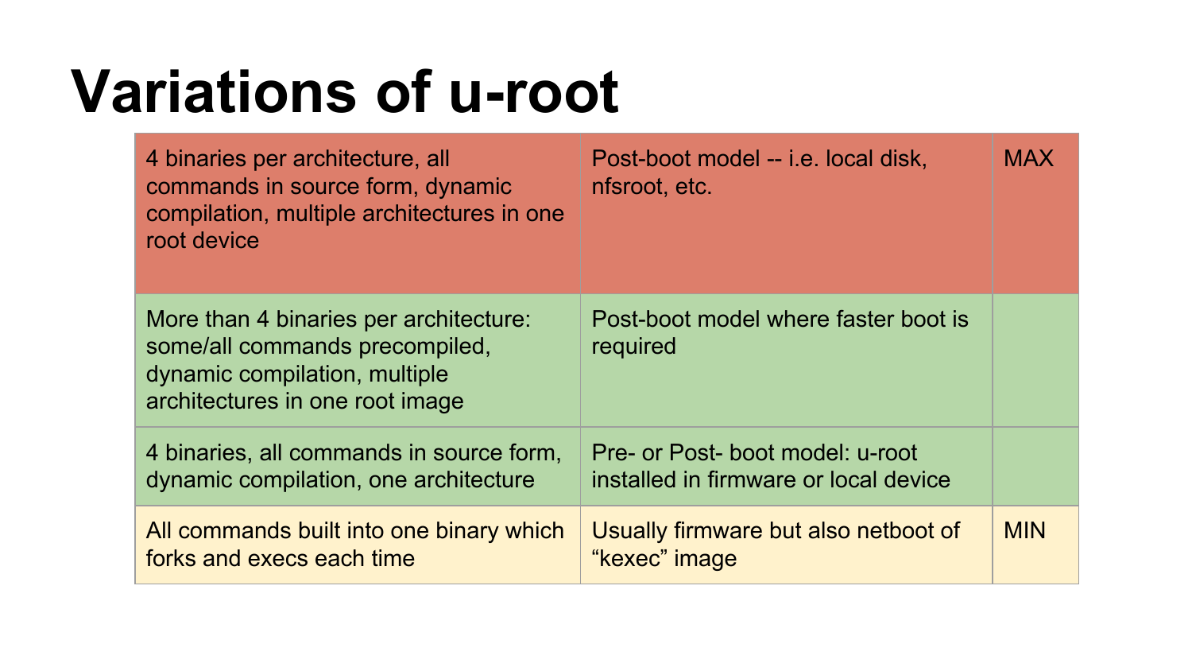# Variations of u-root

| | | |
|---|---|---|
| 4 binaries per architecture, all commands in source form, dynamic compilation, multiple architectures in one root device | Post-boot model -- i.e. local disk, nfsroot, etc. | MAX |
| More than 4 binaries per architecture: some/all commands precompiled, dynamic compilation, multiple architectures in one root image | Post-boot model where faster boot is required | |
| 4 binaries, all commands in source form, dynamic compilation, one architecture | Pre- or Post- boot model: u-root installed in firmware or local device | |
| All commands built into one binary which forks and execs each time | Usually firmware but also netboot of “kexec” image | MIN |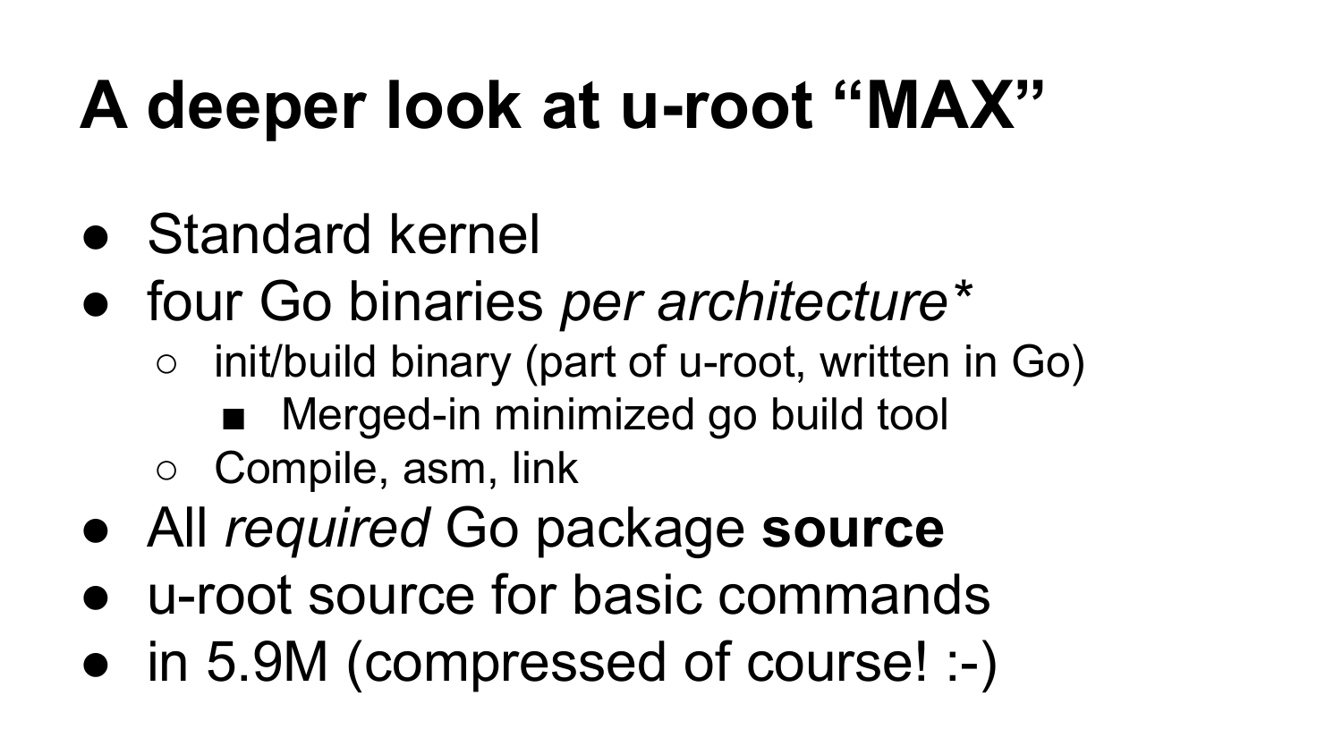# A deeper look at u-root "MAX"

- Standard kernel
- four Go binaries *per architecture**
  - init/build binary (part of u-root, written in Go)
    - Merged-in minimized go build tool
  - Compile, asm, link
- All *required* Go package **source**
- u-root source for basic commands
- in 5.9M (compressed of course! :-)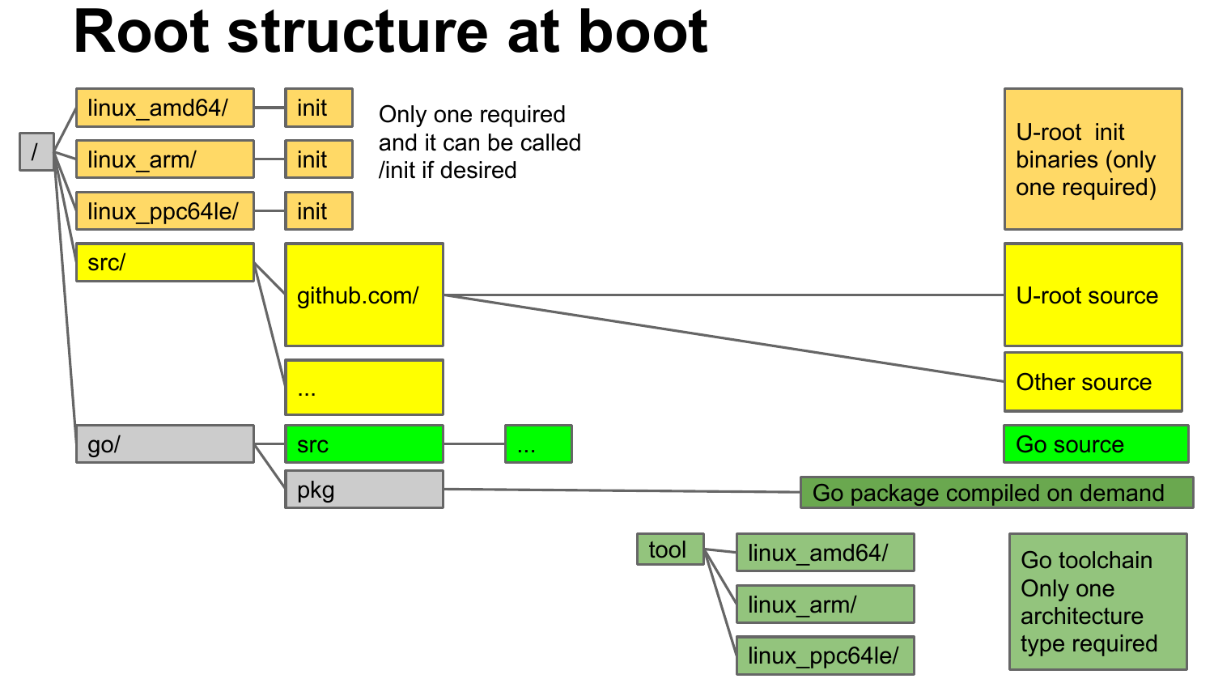# Root structure at boot

```
/
├── linux_amd64/
│   └── init
├── linux_arm/
│   └── init
├── linux_ppc64le/
│   └── init
├── src/
│   ├── github.com/
│   └── ...
└── go/
    ├── src
    │   └── ...
    ├── pkg
    └── tool
        ├── linux_amd64/
        ├── linux_arm/
        └── linux_ppc64le/
```

- linux_amd64/init, linux_arm/init, linux_ppc64le/init: Only one required and it can be called /init if desired
- U-root init binaries (only one required)
- src/github.com/: U-root source, Other source
- go/src: Go source
- go/pkg: Go package compiled on demand
- tool: Go toolchain Only one architecture type required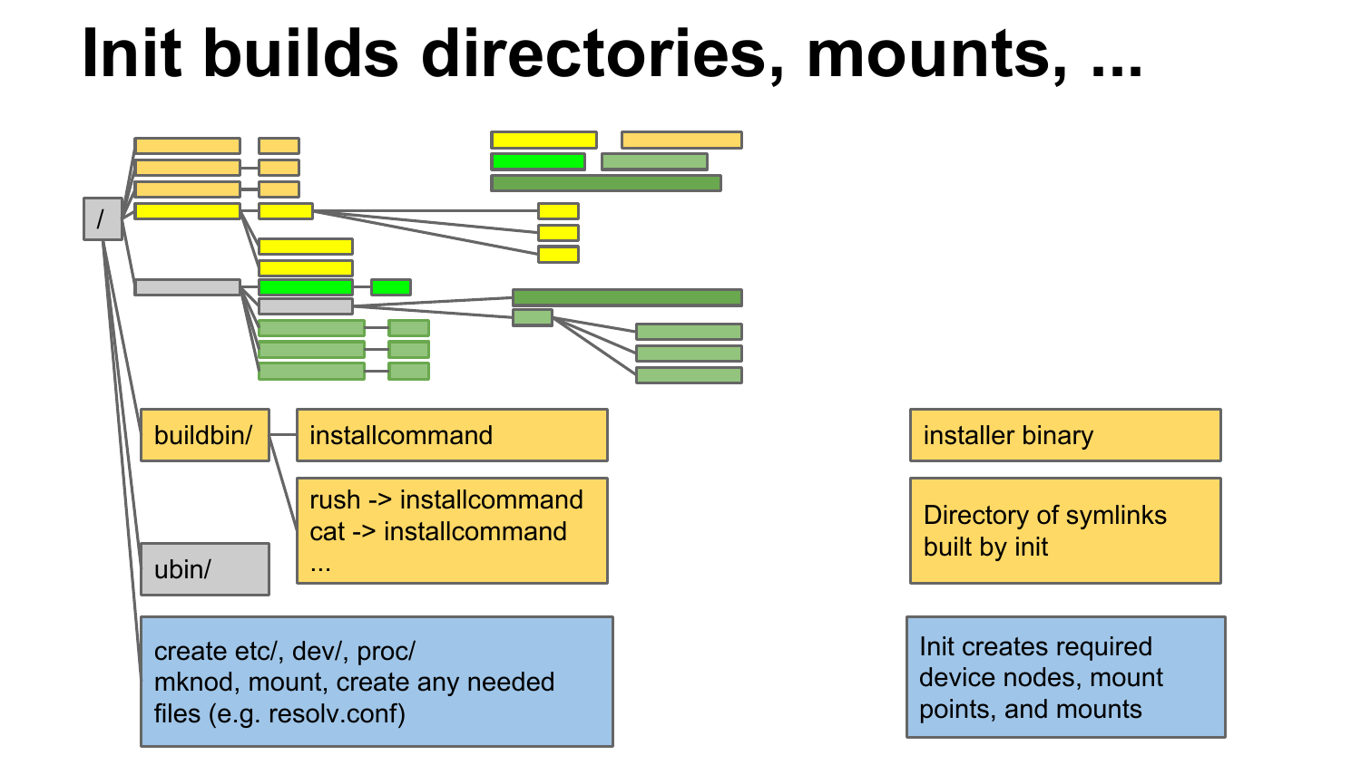# Init builds directories, mounts, ...

/

- buildbin/
  - installcommand
  - rush -> installcommand
    cat -> installcommand
    ...
- ubin/
- create etc/, dev/, proc/
  mknod, mount, create any needed files (e.g. resolv.conf)

installer binary

Directory of symlinks built by init

Init creates required device nodes, mount points, and mounts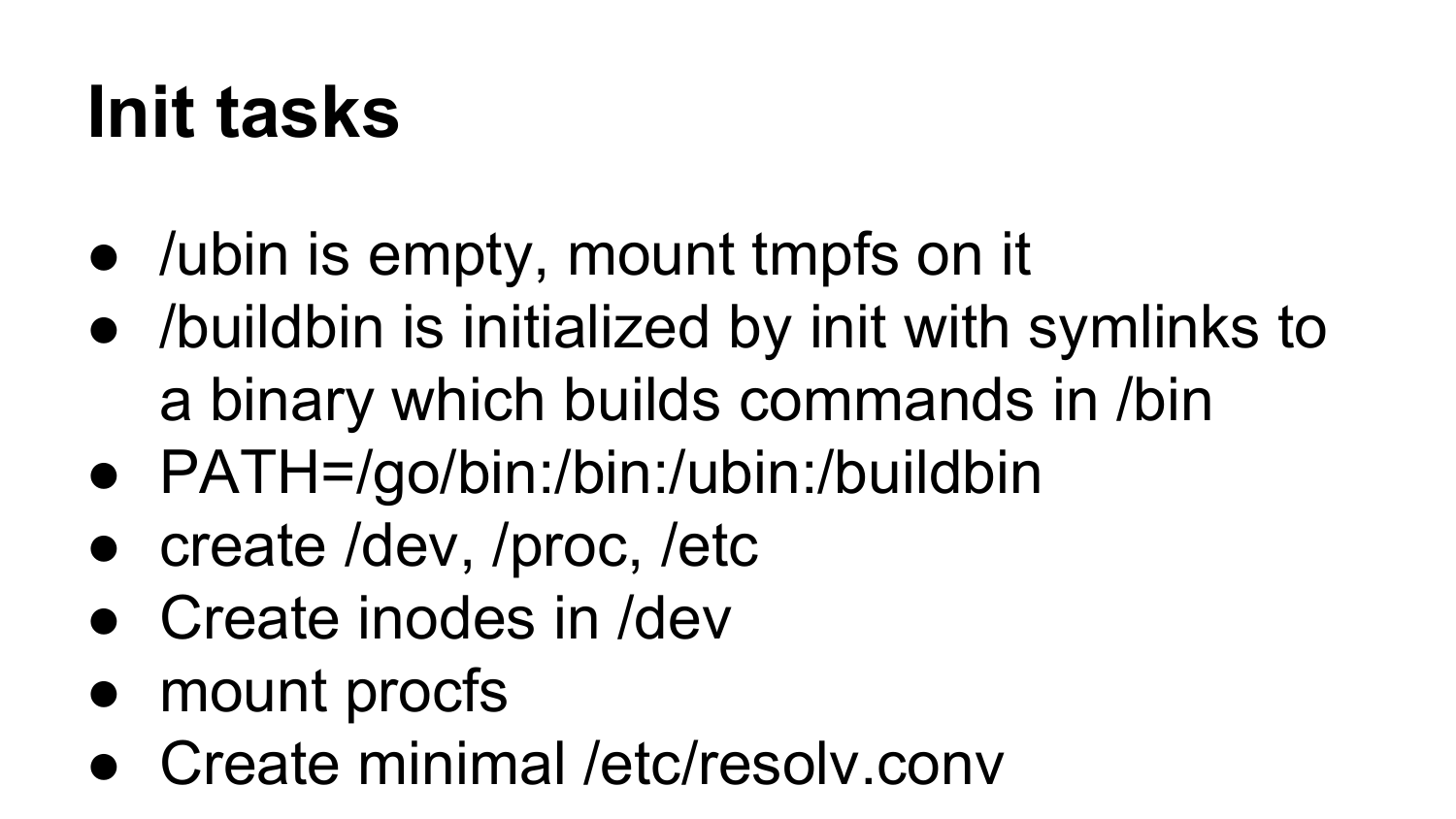# Init tasks

- /ubin is empty, mount tmpfs on it
- /buildbin is initialized by init with symlinks to a binary which builds commands in /bin
- PATH=/go/bin:/bin:/ubin:/buildbin
- create /dev, /proc, /etc
- Create inodes in /dev
- mount procfs
- Create minimal /etc/resolv.conv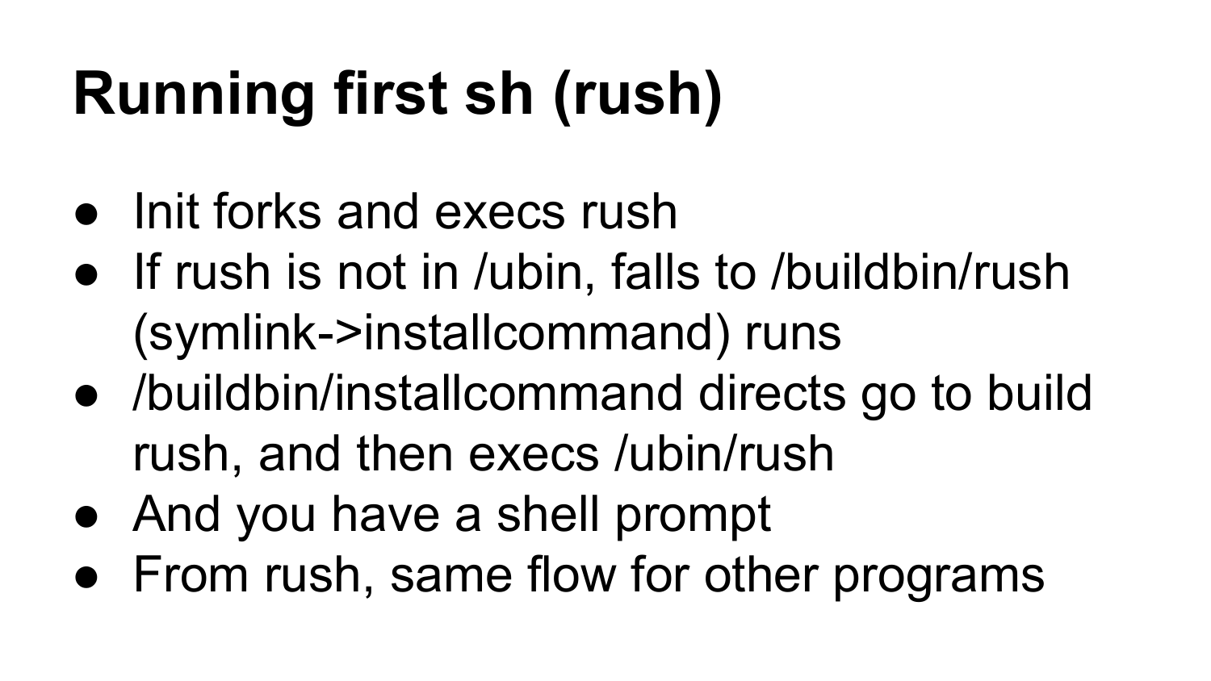# Running first sh (rush)

- Init forks and execs rush
- If rush is not in /ubin, falls to /buildbin/rush (symlink->installcommand) runs
- /buildbin/installcommand directs go to build rush, and then execs /ubin/rush
- And you have a shell prompt
- From rush, same flow for other programs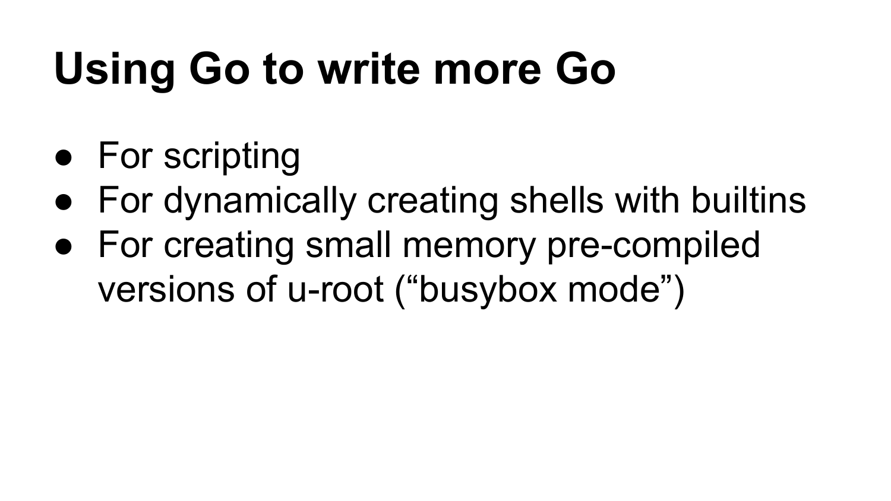# Using Go to write more Go

- For scripting
- For dynamically creating shells with builtins
- For creating small memory pre-compiled versions of u-root (“busybox mode”)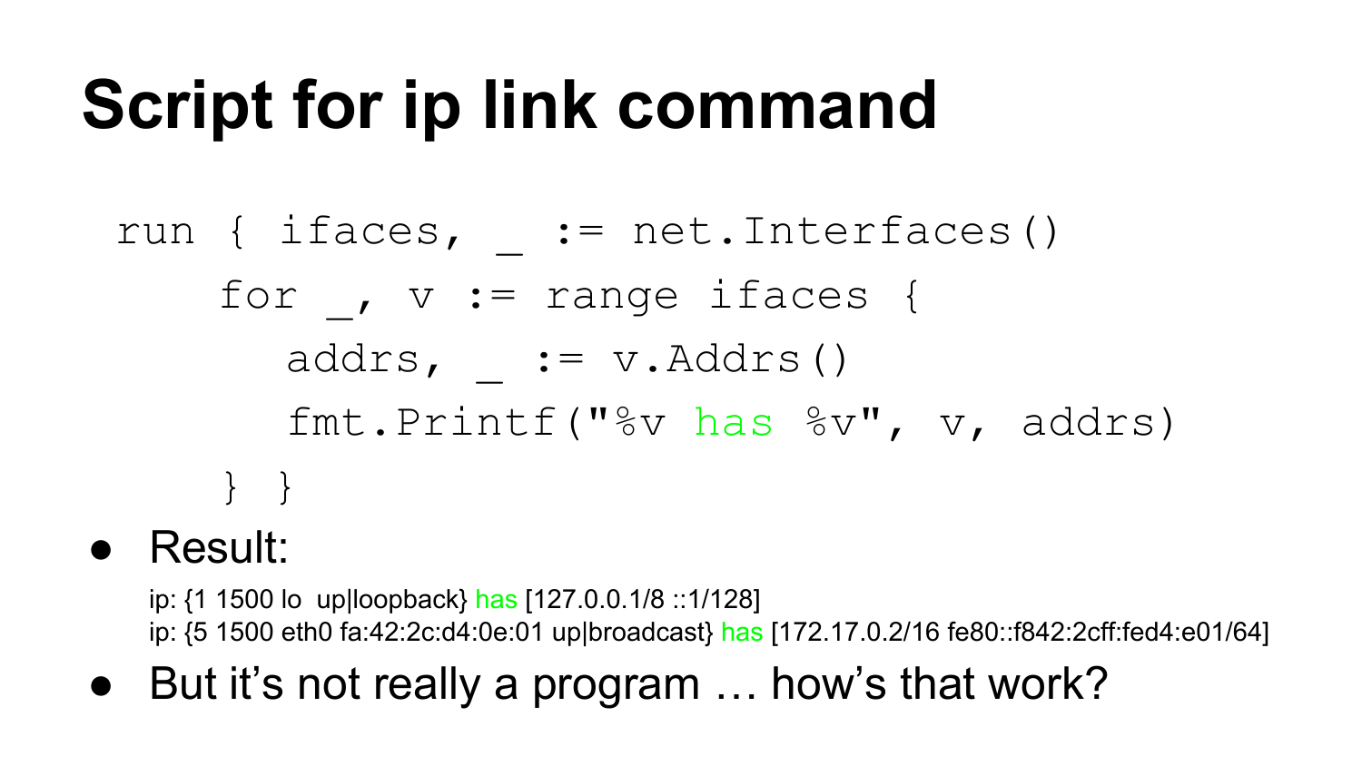# Script for ip link command

```
run { ifaces, _ := net.Interfaces()
    for _, v := range ifaces {
       addrs, _ := v.Addrs()
       fmt.Printf("%v has %v", v, addrs)
    } }
```

- Result:

```
ip: {1 1500 lo  up|loopback} has [127.0.0.1/8 ::1/128]
ip: {5 1500 eth0 fa:42:2c:d4:0e:01 up|broadcast} has [172.17.0.2/16 fe80::f842:2cff:fed4:e01/64]
```

- But it's not really a program … how's that work?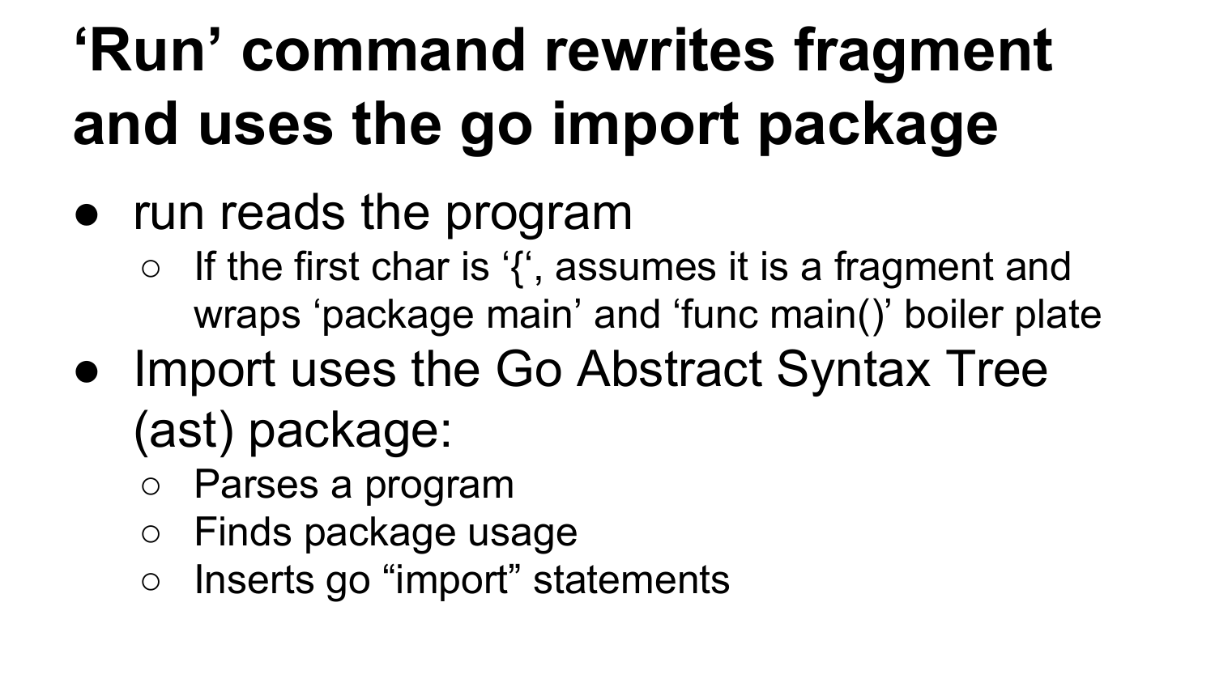# ‘Run’ command rewrites fragment and uses the go import package

- run reads the program
  - If the first char is ‘{‘, assumes it is a fragment and wraps ‘package main’ and ‘func main()’ boiler plate
- Import uses the Go Abstract Syntax Tree (ast) package:
  - Parses a program
  - Finds package usage
  - Inserts go “import” statements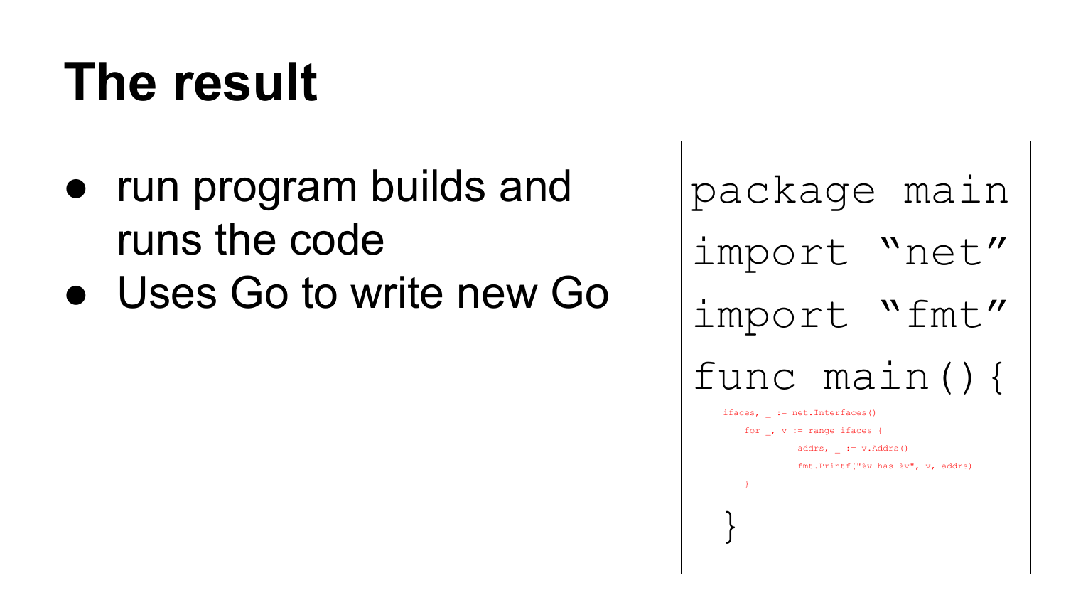# The result

- run program builds and runs the code
- Uses Go to write new Go

```go
package main
import “net”
import “fmt”
func main(){
    ifaces, _ := net.Interfaces()
        for _, v := range ifaces {
                addrs, _ := v.Addrs()
                fmt.Printf("%v has %v", v, addrs)
        }
}
```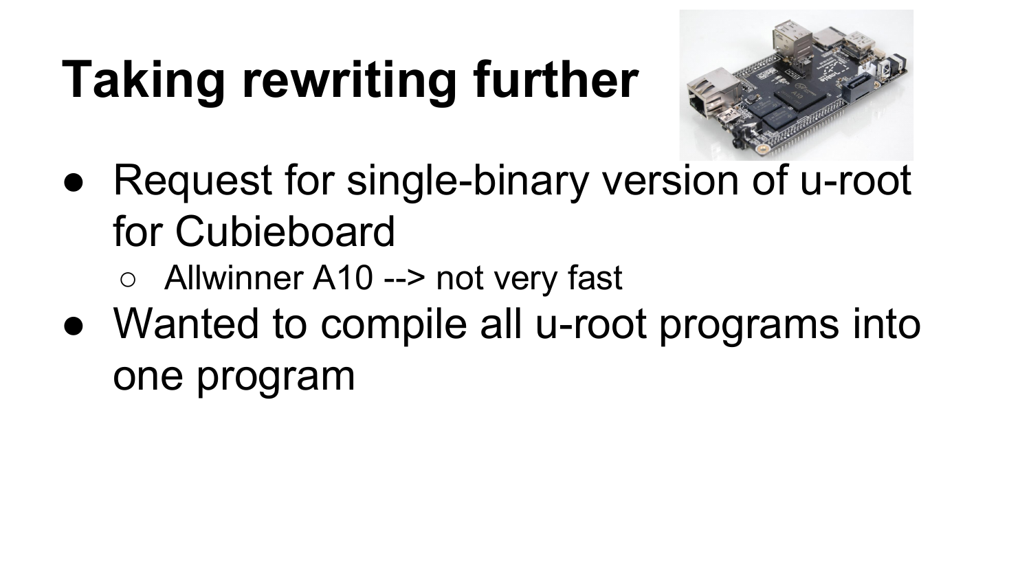# Taking rewriting further

- Request for single-binary version of u-root for Cubieboard
  - Allwinner A10 --> not very fast
- Wanted to compile all u-root programs into one program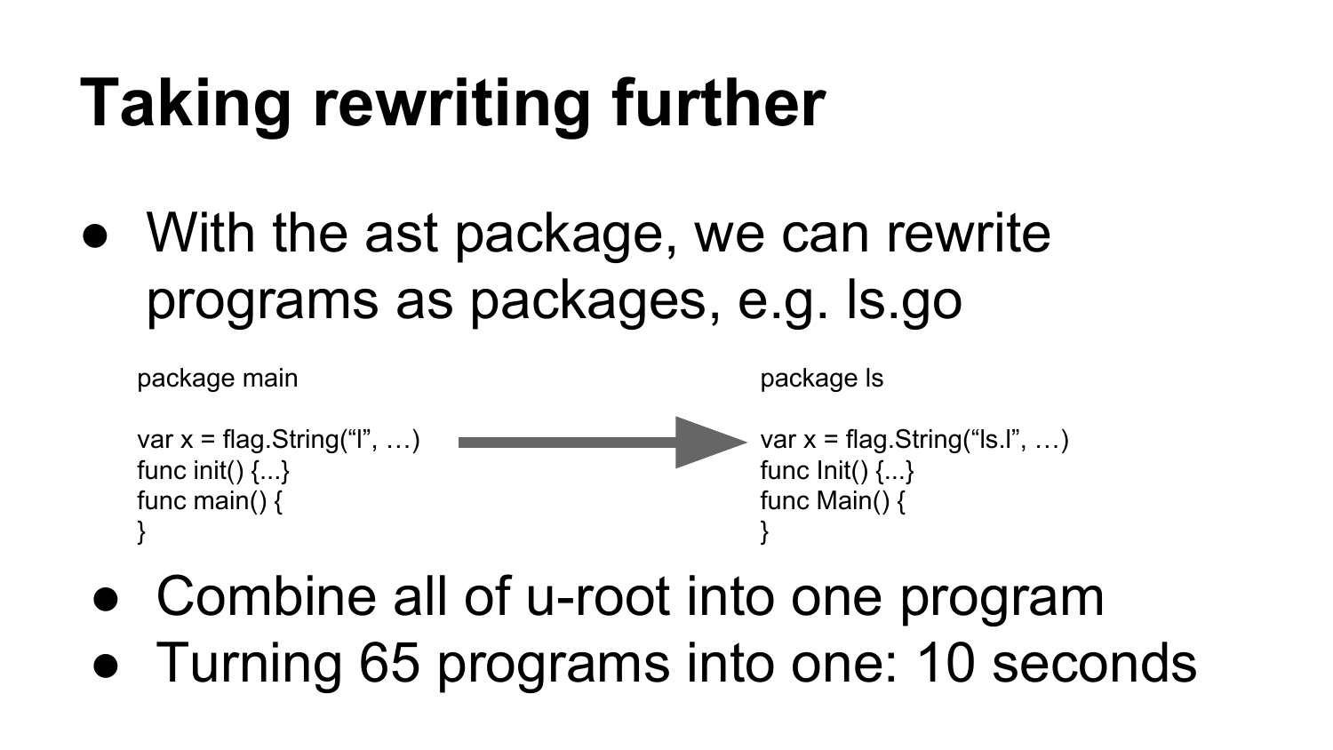# Taking rewriting further

- With the ast package, we can rewrite programs as packages, e.g. ls.go

```
package main

var x = flag.String("l", …)
func init() {...}
func main() {
}
```

→

```
package ls

var x = flag.String("ls.l", …)
func Init() {...}
func Main() {
}
```

- Combine all of u-root into one program
- Turning 65 programs into one: 10 seconds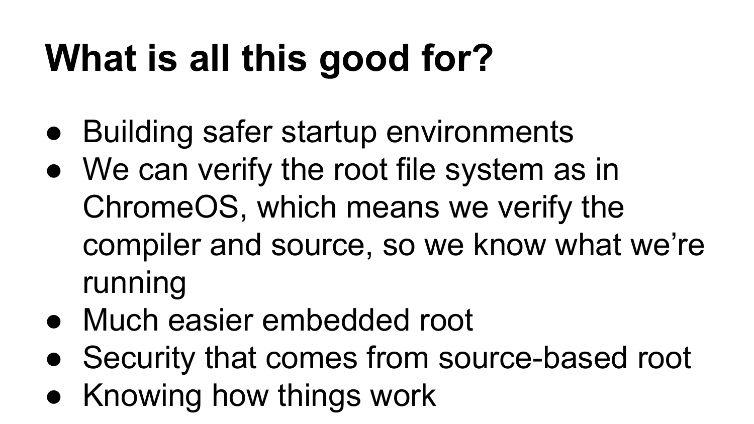# What is all this good for?

- Building safer startup environments
- We can verify the root file system as in ChromeOS, which means we verify the compiler and source, so we know what we're running
- Much easier embedded root
- Security that comes from source-based root
- Knowing how things work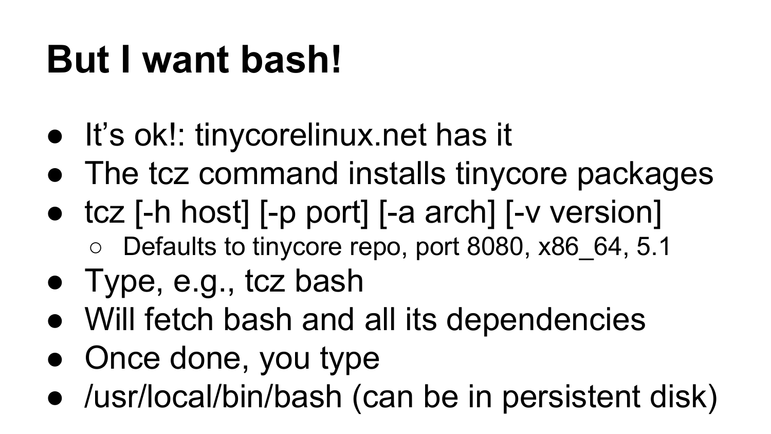# But I want bash!

- It’s ok!: tinycorelinux.net has it
- The tcz command installs tinycore packages
- tcz [-h host] [-p port] [-a arch] [-v version]
  - Defaults to tinycore repo, port 8080, x86_64, 5.1
- Type, e.g., tcz bash
- Will fetch bash and all its dependencies
- Once done, you type
- /usr/local/bin/bash (can be in persistent disk)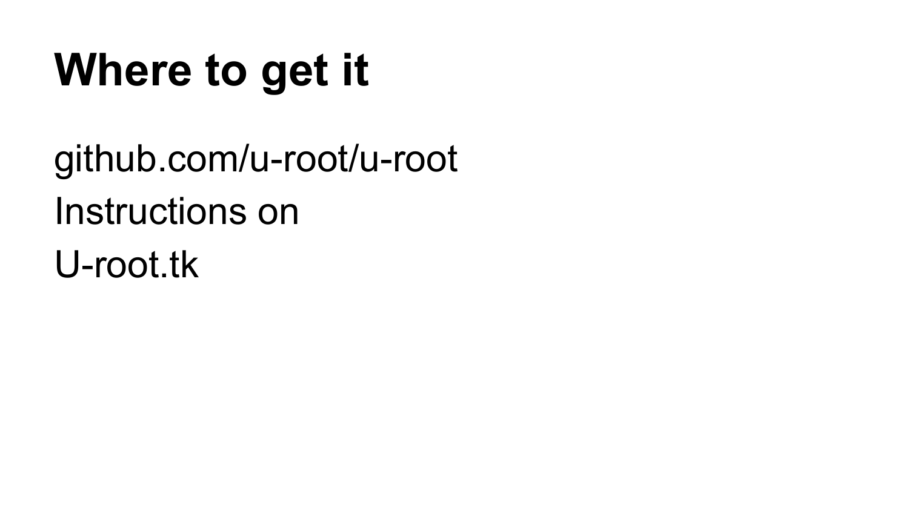# Where to get it

github.com/u-root/u-root

Instructions on

U-root.tk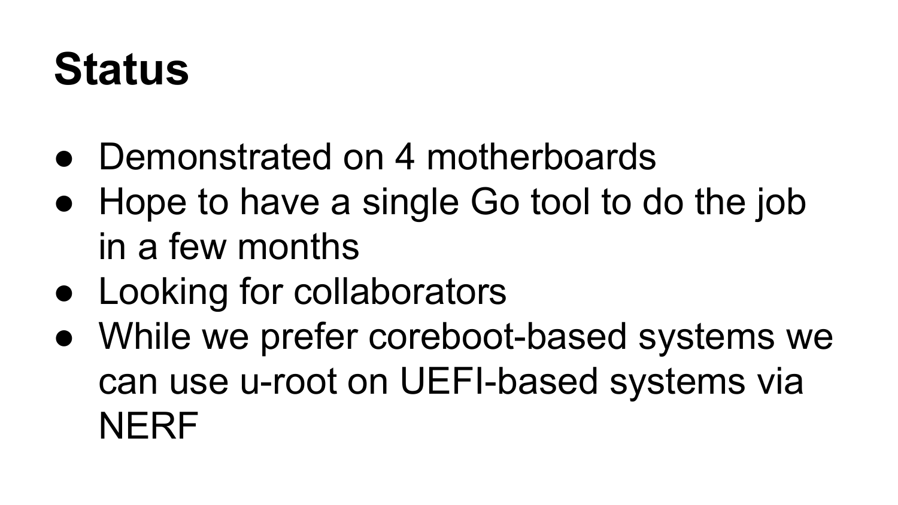# Status

- Demonstrated on 4 motherboards
- Hope to have a single Go tool to do the job in a few months
- Looking for collaborators
- While we prefer coreboot-based systems we can use u-root on UEFI-based systems via NERF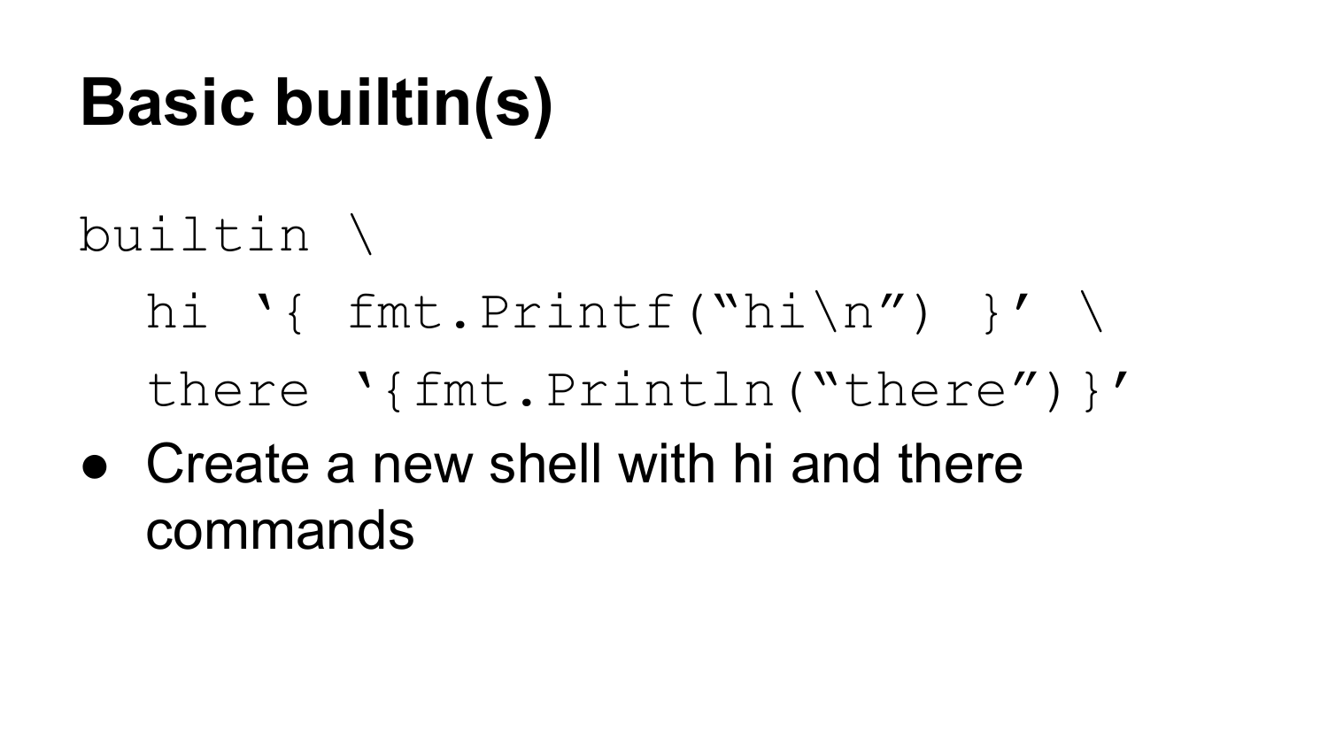# Basic builtin(s)

```
builtin \
  hi '{ fmt.Printf("hi\n") }' \
  there '{fmt.Println("there")}'
```

- Create a new shell with hi and there commands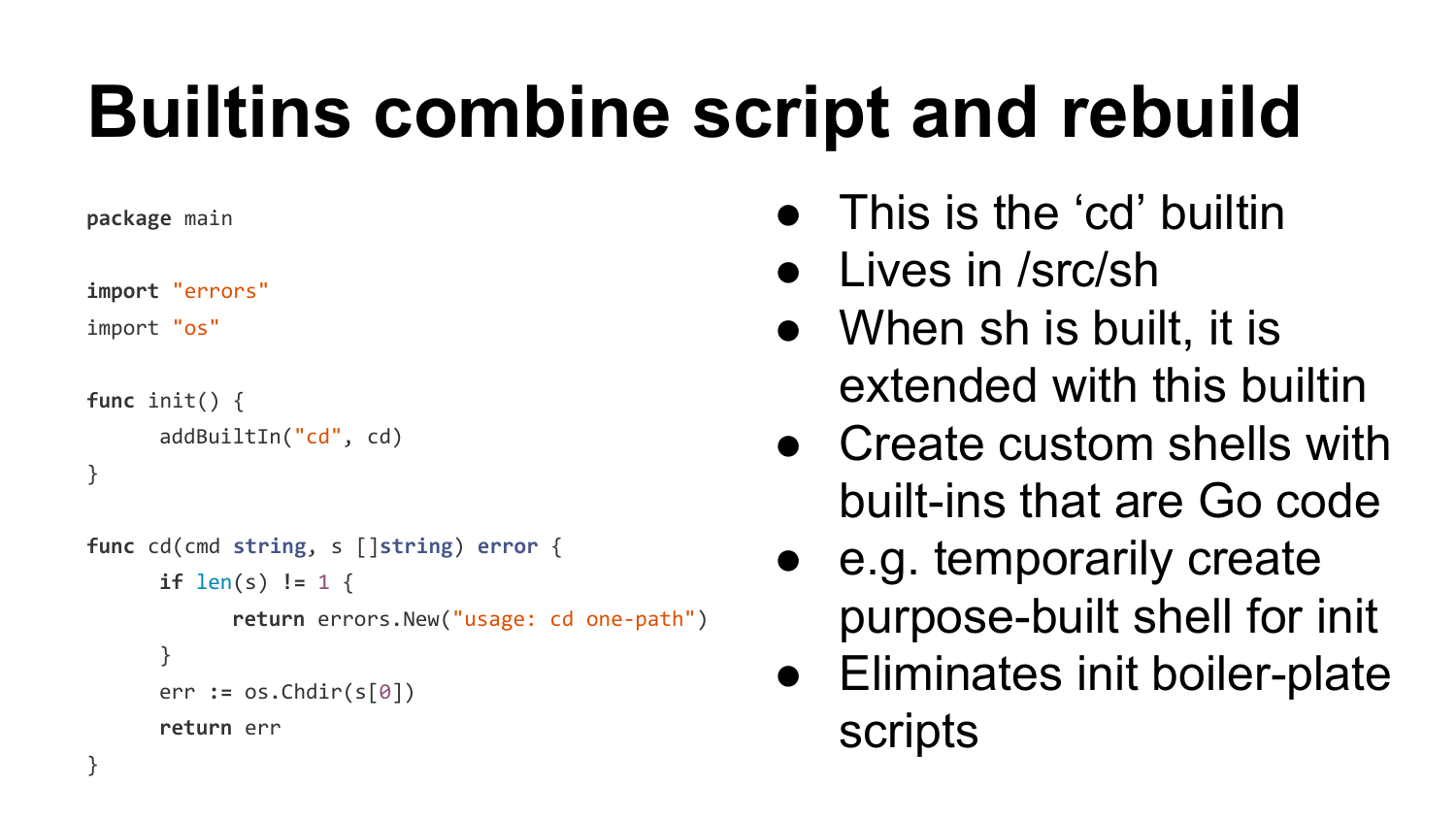# Builtins combine script and rebuild

```go
package main

import "errors"
import "os"

func init() {
	addBuiltIn("cd", cd)
}

func cd(cmd string, s []string) error {
	if len(s) != 1 {
		return errors.New("usage: cd one-path")
	}
	err := os.Chdir(s[0])
	return err
}
```

- This is the ‘cd’ builtin
- Lives in /src/sh
- When sh is built, it is extended with this builtin
- Create custom shells with built-ins that are Go code
- e.g. temporarily create purpose-built shell for init
- Eliminates init boiler-plate scripts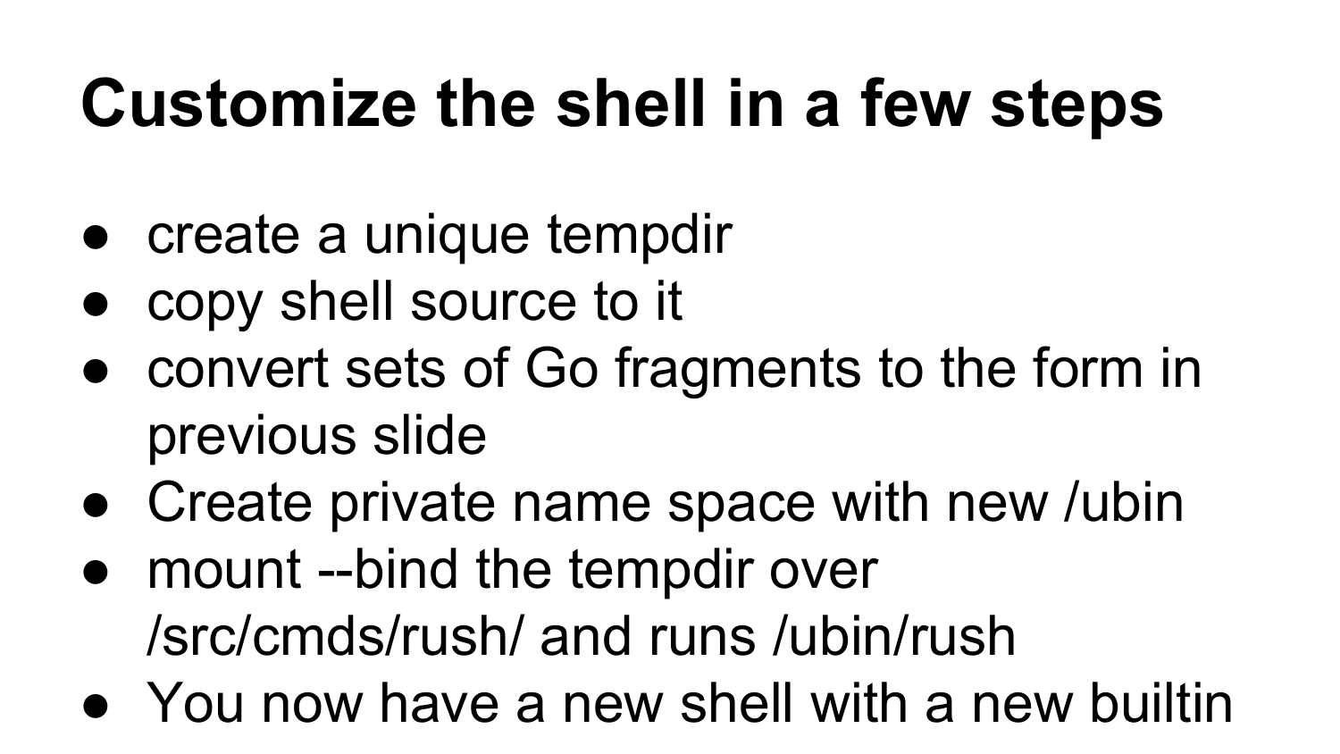# Customize the shell in a few steps

- create a unique tempdir
- copy shell source to it
- convert sets of Go fragments to the form in previous slide
- Create private name space with new /ubin
- mount --bind the tempdir over /src/cmds/rush/ and runs /ubin/rush
- You now have a new shell with a new builtin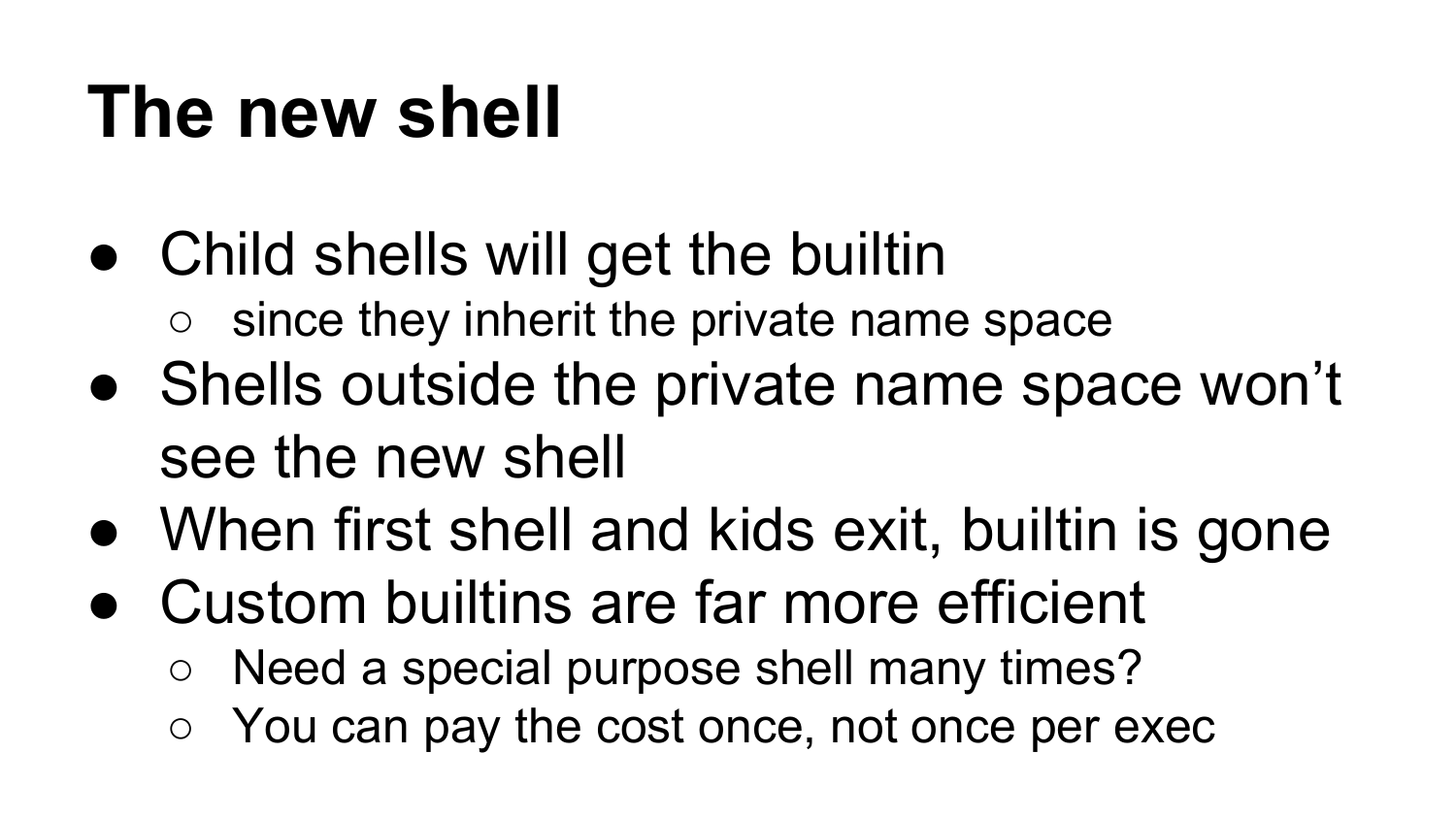# The new shell

- Child shells will get the builtin
  - since they inherit the private name space
- Shells outside the private name space won't see the new shell
- When first shell and kids exit, builtin is gone
- Custom builtins are far more efficient
  - Need a special purpose shell many times?
  - You can pay the cost once, not once per exec